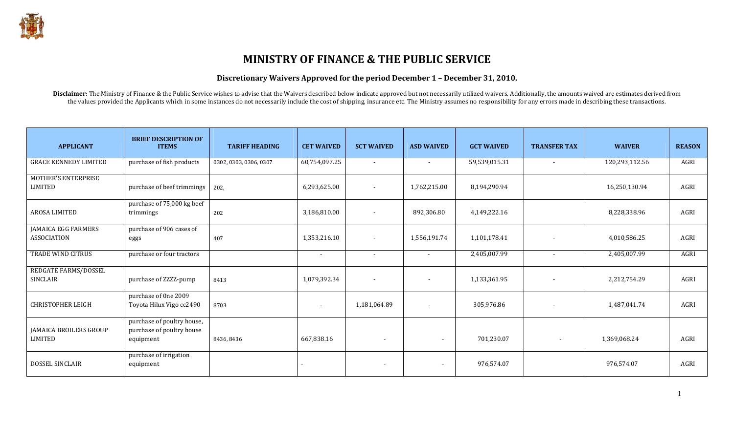# MINISTRY OF FINANCE & THE PUBLIC SERVICE

### Discretionary Waivers Approved for the period December 1 – December 31, 2010.

**Disclaimer:** The Ministry of Finance & the Public Service wishes to advise that the Waivers described below indicate approved but not necessarily utilized waivers. Additionally, the amounts waived are estimates derived from the values provided the Applicants which in some instances do not necessarily include the cost of shipping, insurance etc. The Ministry assumes no responsibility for any errors made in describing these transactions.

| APPLICANT | BRIEF DESCRIPTION OF ITEMS | TARIFF HEADING | CET WAIVED | SCT WAIVED | ASD WAIVED | GCT WAIVED | TRANSFER TAX | WAIVER | REASON |
|---|---|---|---|---|---|---|---|---|---|
| GRACE KENNEDY LIMITED | purchase of fish products | 0302, 0303, 0306, 0307 | 60,754,097.25 | - | - | 59,539,015.31 | - | 120,293,112.56 | AGRI |
| MOTHER'S ENTERPRISE LIMITED | purchase of beef trimmings | 202, | 6,293,625.00 | - | 1,762,215.00 | 8,194,290.94 | | 16,250,130.94 | AGRI |
| AROSA LIMITED | purchase of 75,000 kg beef trimmings | 202 | 3,186,810.00 | - | 892,306.80 | 4,149,222.16 | | 8,228,338.96 | AGRI |
| JAMAICA EGG FARMERS ASSOCIATION | purchase of 906 cases of eggs | 407 | 1,353,216.10 | - | 1,556,191.74 | 1,101,178.41 | - | 4,010,586.25 | AGRI |
| TRADE WIND CITRUS | purchase or four tractors | | - | - | - | 2,405,007.99 | - | 2,405,007.99 | AGRI |
| REDGATE FARMS/DOSSEL SINCLAIR | purchase of ZZZZ-pump | 8413 | 1,079,392.34 | - | - | 1,133,361.95 | - | 2,212,754.29 | AGRI |
| CHRISTOPHER LEIGH | purchase of 0ne 2009 Toyota Hilux Vigo cc2490 | 8703 | - | 1,181,064.89 | - | 305,976.86 | - | 1,487,041.74 | AGRI |
| JAMAICA BROILERS GROUP LIMITED | purchase of poultry house, purchase of poultry house equipment | 8436, 8436 | 667,838.16 | - | - | 701,230.07 | - | 1,369,068.24 | AGRI |
| DOSSEL SINCLAIR | purchase of irrigation equipment | | - | - | - | 976,574.07 | | 976,574.07 | AGRI |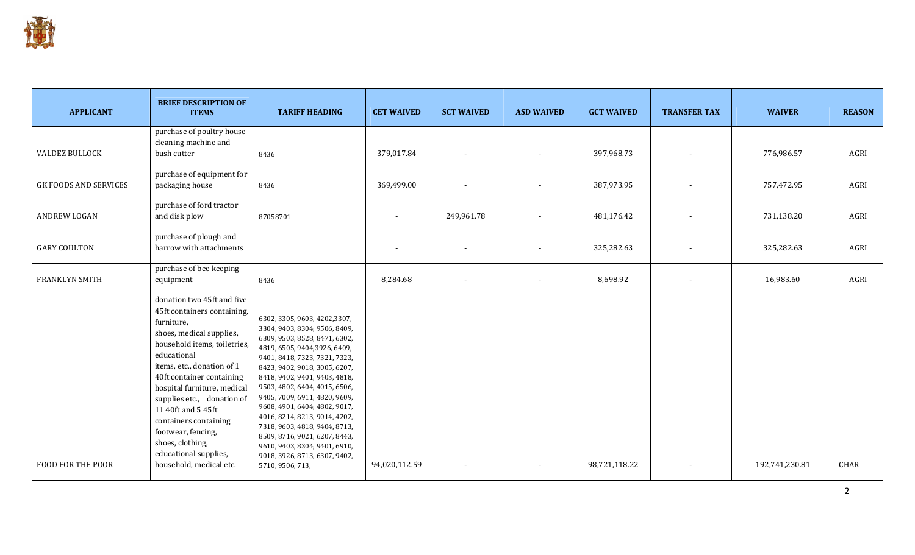| APPLICANT | BRIEF DESCRIPTION OF ITEMS | TARIFF HEADING | CET WAIVED | SCT WAIVED | ASD WAIVED | GCT WAIVED | TRANSFER TAX | WAIVER | REASON |
|---|---|---|---|---|---|---|---|---|---|
| VALDEZ BULLOCK | purchase of poultry house cleaning machine and bush cutter | 8436 | 379,017.84 | - | - | 397,968.73 | - | 776,986.57 | AGRI |
| GK FOODS AND SERVICES | purchase of equipment for packaging house | 8436 | 369,499.00 | - | - | 387,973.95 | - | 757,472.95 | AGRI |
| ANDREW LOGAN | purchase of ford tractor and disk plow | 87058701 | - | 249,961.78 | - | 481,176.42 | - | 731,138.20 | AGRI |
| GARY COULTON | purchase of plough and harrow with attachments | | - | - | - | 325,282.63 | - | 325,282.63 | AGRI |
| FRANKLYN SMITH | purchase of bee keeping equipment | 8436 | 8,284.68 | - | - | 8,698.92 | - | 16,983.60 | AGRI |
| FOOD FOR THE POOR | donation two 45ft and five 45ft containers containing, furniture, shoes, medical supplies, household items, toiletries, educational items, etc., donation of 1 40ft container containing hospital furniture, medical supplies etc., donation of 11 40ft and 5 45ft containers containing footwear, fencing, shoes, clothing, educational supplies, household, medical etc. | 6302, 3305, 9603, 4202,3307, 3304, 9403, 8304, 9506, 8409, 6309, 9503, 8528, 8471, 6302, 4819, 6505, 9404,3926, 6409, 9401, 8418, 7323, 7321, 7323, 8423, 9402, 9018, 3005, 6207, 8418, 9402, 9401, 9403, 4818, 9503, 4802, 6404, 4015, 6506, 9405, 7009, 6911, 4820, 9609, 9608, 4901, 6404, 4802, 9017, 4016, 8214, 8213, 9014, 4202, 7318, 9603, 4818, 9404, 8713, 8509, 8716, 9021, 6207, 8443, 9610, 9403, 8304, 9401, 6910, 9018, 3926, 8713, 6307, 9402, 5710, 9506, 713, | 94,020,112.59 | - | - | 98,721,118.22 | - | 192,741,230.81 | CHAR |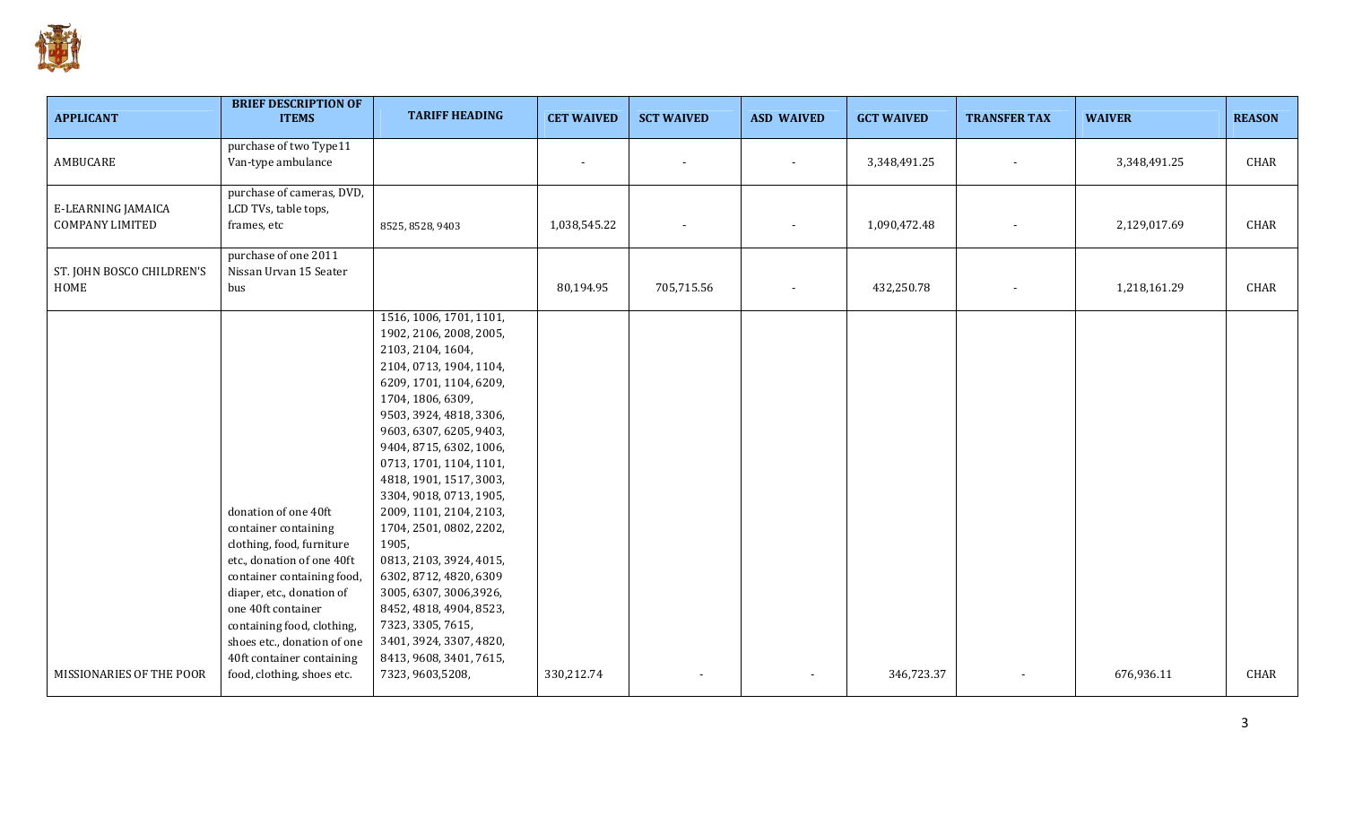| APPLICANT | BRIEF DESCRIPTION OF ITEMS | TARIFF HEADING | CET WAIVED | SCT WAIVED | ASD WAIVED | GCT WAIVED | TRANSFER TAX | WAIVER | REASON |
|---|---|---|---|---|---|---|---|---|---|
| AMBUCARE | purchase of two Type11 Van-type ambulance | | - | - | - | 3,348,491.25 | - | 3,348,491.25 | CHAR |
| E-LEARNING JAMAICA COMPANY LIMITED | purchase of cameras, DVD, LCD TVs, table tops, frames, etc | 8525, 8528, 9403 | 1,038,545.22 | - | - | 1,090,472.48 | - | 2,129,017.69 | CHAR |
| ST. JOHN BOSCO CHILDREN'S HOME | purchase of one 2011 Nissan Urvan 15 Seater bus | | 80,194.95 | 705,715.56 | - | 432,250.78 | - | 1,218,161.29 | CHAR |
| MISSIONARIES OF THE POOR | donation of one 40ft container containing clothing, food, furniture etc., donation of one 40ft container containing food, diaper, etc., donation of one 40ft container containing food, clothing, shoes etc., donation of one 40ft container containing food, clothing, shoes etc. | 1516, 1006, 1701, 1101, 1902, 2106, 2008, 2005, 2103, 2104, 1604, 2104, 0713, 1904, 1104, 6209, 1701, 1104, 6209, 1704, 1806, 6309, 9503, 3924, 4818, 3306, 9603, 6307, 6205, 9403, 9404, 8715, 6302, 1006, 0713, 1701, 1104, 1101, 4818, 1901, 1517, 3003, 3304, 9018, 0713, 1905, 2009, 1101, 2104, 2103, 1704, 2501, 0802, 2202, 1905, 0813, 2103, 3924, 4015, 6302, 8712, 4820, 6309 3005, 6307, 3006,3926, 8452, 4818, 4904, 8523, 7323, 3305, 7615, 3401, 3924, 3307, 4820, 8413, 9608, 3401, 7615, 7323, 9603,5208, | 330,212.74 | - | - | 346,723.37 | - | 676,936.11 | CHAR |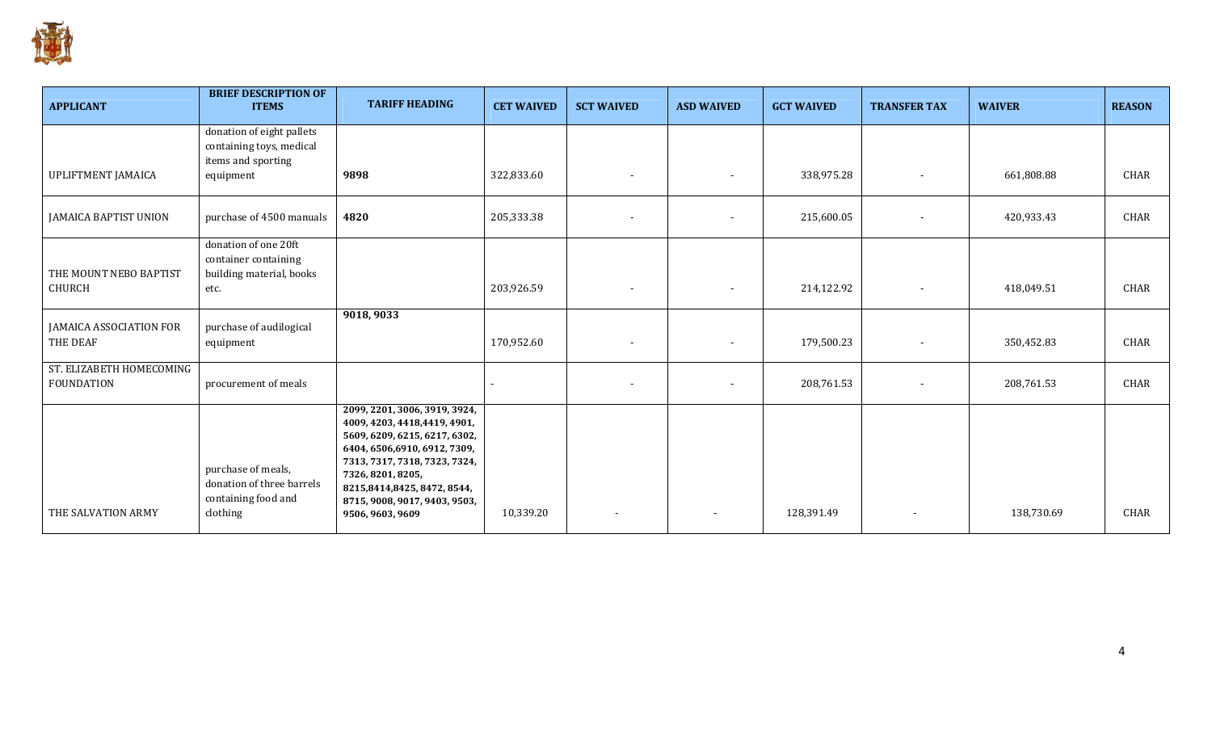| APPLICANT | BRIEF DESCRIPTION OF ITEMS | TARIFF HEADING | CET WAIVED | SCT WAIVED | ASD WAIVED | GCT WAIVED | TRANSFER TAX | WAIVER | REASON |
|---|---|---|---|---|---|---|---|---|---|
| UPLIFTMENT JAMAICA | donation of eight pallets containing toys, medical items and sporting equipment | **9898** | 322,833.60 | - | - | 338,975.28 | - | 661,808.88 | CHAR |
| JAMAICA BAPTIST UNION | purchase of 4500 manuals | **4820** | 205,333.38 | - | - | 215,600.05 | - | 420,933.43 | CHAR |
| THE MOUNT NEBO BAPTIST CHURCH | donation of one 20ft container containing building material, books etc. | | 203,926.59 | - | - | 214,122.92 | - | 418,049.51 | CHAR |
| JAMAICA ASSOCIATION FOR THE DEAF | purchase of audilogical equipment | **9018, 9033** | 170,952.60 | - | - | 179,500.23 | - | 350,452.83 | CHAR |
| ST. ELIZABETH HOMECOMING FOUNDATION | procurement of meals | | - | - | - | 208,761.53 | - | 208,761.53 | CHAR |
| THE SALVATION ARMY | purchase of meals, donation of three barrels containing food and clothing | **2099, 2201, 3006, 3919, 3924, 4009, 4203, 4418,4419, 4901, 5609, 6209, 6215, 6217, 6302, 6404, 6506,6910, 6912, 7309, 7313, 7317, 7318, 7323, 7324, 7326, 8201, 8205, 8215,8414,8425, 8472, 8544, 8715, 9008, 9017, 9403, 9503, 9506, 9603, 9609** | 10,339.20 | - | - | 128,391.49 | - | 138,730.69 | CHAR |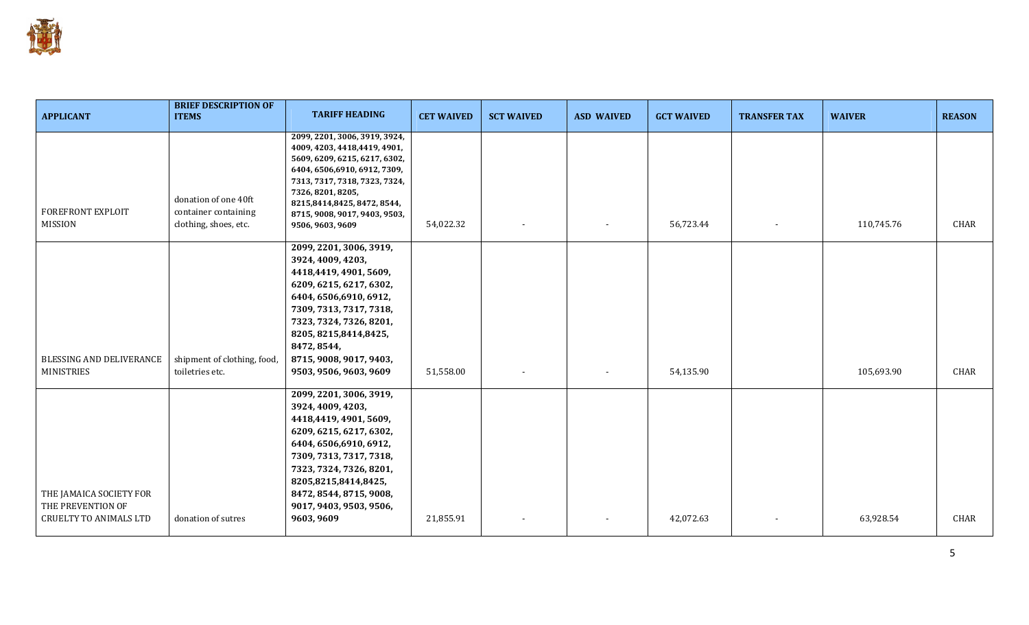| APPLICANT | BRIEF DESCRIPTION OF ITEMS | TARIFF HEADING | CET WAIVED | SCT WAIVED | ASD WAIVED | GCT WAIVED | TRANSFER TAX | WAIVER | REASON |
|---|---|---|---|---|---|---|---|---|---|
| FOREFRONT EXPLOIT MISSION | donation of one 40ft container containing clothing, shoes, etc. | 2099, 2201, 3006, 3919, 3924, 4009, 4203, 4418,4419, 4901, 5609, 6209, 6215, 6217, 6302, 6404, 6506,6910, 6912, 7309, 7313, 7317, 7318, 7323, 7324, 7326, 8201, 8205, 8215,8414,8425, 8472, 8544, 8715, 9008, 9017, 9403, 9503, 9506, 9603, 9609 | 54,022.32 | - | - | 56,723.44 | - | 110,745.76 | CHAR |
| BLESSING AND DELIVERANCE MINISTRIES | shipment of clothing, food, toiletries etc. | 2099, 2201, 3006, 3919, 3924, 4009, 4203, 4418,4419, 4901, 5609, 6209, 6215, 6217, 6302, 6404, 6506,6910, 6912, 7309, 7313, 7317, 7318, 7323, 7324, 7326, 8201, 8205, 8215,8414,8425, 8472, 8544, 8715, 9008, 9017, 9403, 9503, 9506, 9603, 9609 | 51,558.00 | - | - | 54,135.90 | | 105,693.90 | CHAR |
| THE JAMAICA SOCIETY FOR THE PREVENTION OF CRUELTY TO ANIMALS LTD | donation of sutres | 2099, 2201, 3006, 3919, 3924, 4009, 4203, 4418,4419, 4901, 5609, 6209, 6215, 6217, 6302, 6404, 6506,6910, 6912, 7309, 7313, 7317, 7318, 7323, 7324, 7326, 8201, 8205,8215,8414,8425, 8472, 8544, 8715, 9008, 9017, 9403, 9503, 9506, 9603, 9609 | 21,855.91 | - | - | 42,072.63 | - | 63,928.54 | CHAR |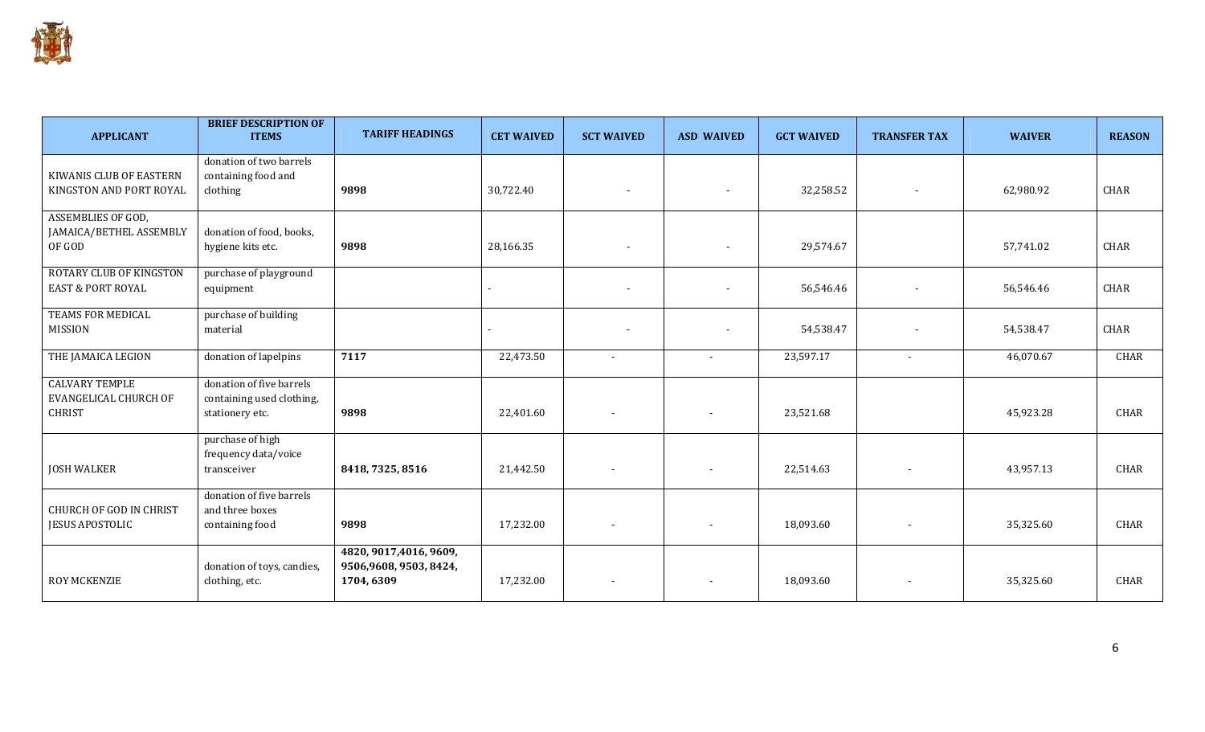| APPLICANT | BRIEF DESCRIPTION OF ITEMS | TARIFF HEADINGS | CET WAIVED | SCT WAIVED | ASD WAIVED | GCT WAIVED | TRANSFER TAX | WAIVER | REASON |
|---|---|---|---|---|---|---|---|---|---|
| KIWANIS CLUB OF EASTERN KINGSTON AND PORT ROYAL | donation of two barrels containing food and clothing | **9898** | 30,722.40 | - | - | 32,258.52 | - | 62,980.92 | CHAR |
| ASSEMBLIES OF GOD, JAMAICA/BETHEL ASSEMBLY OF GOD | donation of food, books, hygiene kits etc. | **9898** | 28,166.35 | - | - | 29,574.67 | | 57,741.02 | CHAR |
| ROTARY CLUB OF KINGSTON EAST & PORT ROYAL | purchase of playground equipment | | - | - | - | 56,546.46 | - | 56,546.46 | CHAR |
| TEAMS FOR MEDICAL MISSION | purchase of building material | | - | - | - | 54,538.47 | - | 54,538.47 | CHAR |
| THE JAMAICA LEGION | donation of lapelpins | **7117** | 22,473.50 | - | - | 23,597.17 | - | 46,070.67 | CHAR |
| CALVARY TEMPLE EVANGELICAL CHURCH OF CHRIST | donation of five barrels containing used clothing, stationery etc. | **9898** | 22,401.60 | - | - | 23,521.68 | | 45,923.28 | CHAR |
| JOSH WALKER | purchase of high frequency data/voice transceiver | **8418, 7325, 8516** | 21,442.50 | - | - | 22,514.63 | - | 43,957.13 | CHAR |
| CHURCH OF GOD IN CHRIST JESUS APOSTOLIC | donation of five barrels and three boxes containing food | **9898** | 17,232.00 | - | - | 18,093.60 | - | 35,325.60 | CHAR |
| ROY MCKENZIE | donation of toys, candies, clothing, etc. | **4820, 9017,4016, 9609, 9506,9608, 9503, 8424, 1704, 6309** | 17,232.00 | - | - | 18,093.60 | - | 35,325.60 | CHAR |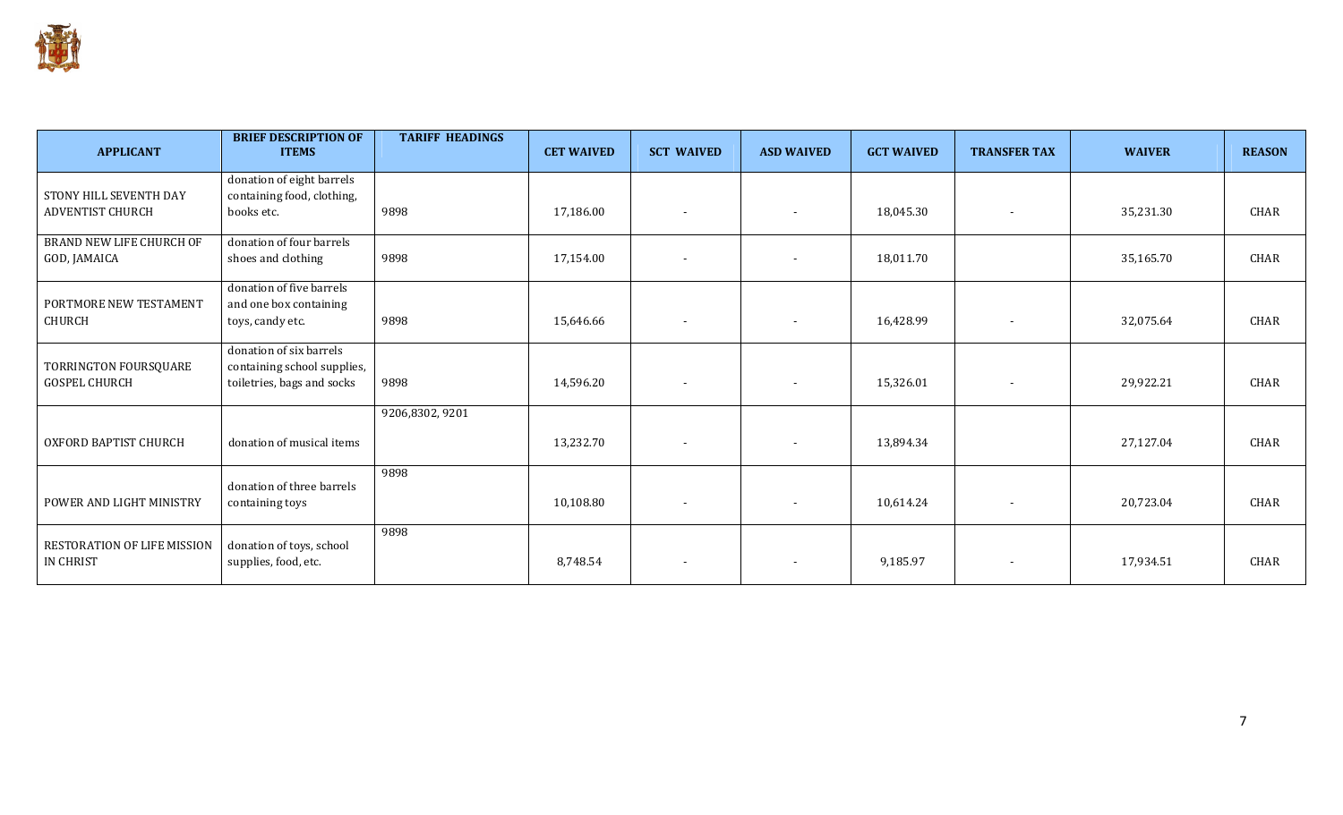| APPLICANT | BRIEF DESCRIPTION OF ITEMS | TARIFF HEADINGS | CET WAIVED | SCT WAIVED | ASD WAIVED | GCT WAIVED | TRANSFER TAX | WAIVER | REASON |
|---|---|---|---|---|---|---|---|---|---|
| STONY HILL SEVENTH DAY ADVENTIST CHURCH | donation of eight barrels containing food, clothing, books etc. | 9898 | 17,186.00 | - | - | 18,045.30 | - | 35,231.30 | CHAR |
| BRAND NEW LIFE CHURCH OF GOD, JAMAICA | donation of four barrels shoes and clothing | 9898 | 17,154.00 | - | - | 18,011.70 | | 35,165.70 | CHAR |
| PORTMORE NEW TESTAMENT CHURCH | donation of five barrels and one box containing toys, candy etc. | 9898 | 15,646.66 | - | - | 16,428.99 | - | 32,075.64 | CHAR |
| TORRINGTON FOURSQUARE GOSPEL CHURCH | donation of six barrels containing school supplies, toiletries, bags and socks | 9898 | 14,596.20 | - | - | 15,326.01 | - | 29,922.21 | CHAR |
| OXFORD BAPTIST CHURCH | donation of musical items | 9206,8302, 9201 | 13,232.70 | - | - | 13,894.34 | | 27,127.04 | CHAR |
| POWER AND LIGHT MINISTRY | donation of three barrels containing toys | 9898 | 10,108.80 | - | - | 10,614.24 | - | 20,723.04 | CHAR |
| RESTORATION OF LIFE MISSION IN CHRIST | donation of toys, school supplies, food, etc. | 9898 | 8,748.54 | - | - | 9,185.97 | - | 17,934.51 | CHAR |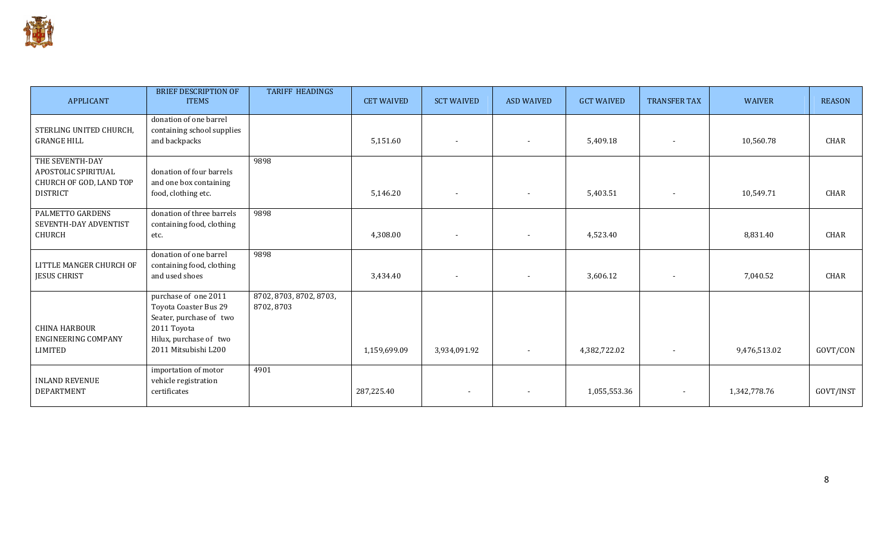| APPLICANT | BRIEF DESCRIPTION OF ITEMS | TARIFF HEADINGS | CET WAIVED | SCT WAIVED | ASD WAIVED | GCT WAIVED | TRANSFER TAX | WAIVER | REASON |
|---|---|---|---|---|---|---|---|---|---|
| STERLING UNITED CHURCH, GRANGE HILL | donation of one barrel containing school supplies and backpacks | | 5,151.60 | - | - | 5,409.18 | - | 10,560.78 | CHAR |
| THE SEVENTH-DAY APOSTOLIC SPIRITUAL CHURCH OF GOD, LAND TOP DISTRICT | donation of four barrels and one box containing food, clothing etc. | 9898 | 5,146.20 | - | - | 5,403.51 | - | 10,549.71 | CHAR |
| PALMETTO GARDENS SEVENTH-DAY ADVENTIST CHURCH | donation of three barrels containing food, clothing etc. | 9898 | 4,308.00 | - | - | 4,523.40 | | 8,831.40 | CHAR |
| LITTLE MANGER CHURCH OF JESUS CHRIST | donation of one barrel containing food, clothing and used shoes | 9898 | 3,434.40 | - | - | 3,606.12 | - | 7,040.52 | CHAR |
| CHINA HARBOUR ENGINEERING COMPANY LIMITED | purchase of one 2011 Toyota Coaster Bus 29 Seater, purchase of two 2011 Toyota Hilux, purchase of two 2011 Mitsubishi L200 | 8702, 8703, 8702, 8703, 8702, 8703 | 1,159,699.09 | 3,934,091.92 | - | 4,382,722.02 | - | 9,476,513.02 | GOVT/CON |
| INLAND REVENUE DEPARTMENT | importation of motor vehicle registration certificates | 4901 | 287,225.40 | - | - | 1,055,553.36 | - | 1,342,778.76 | GOVT/INST |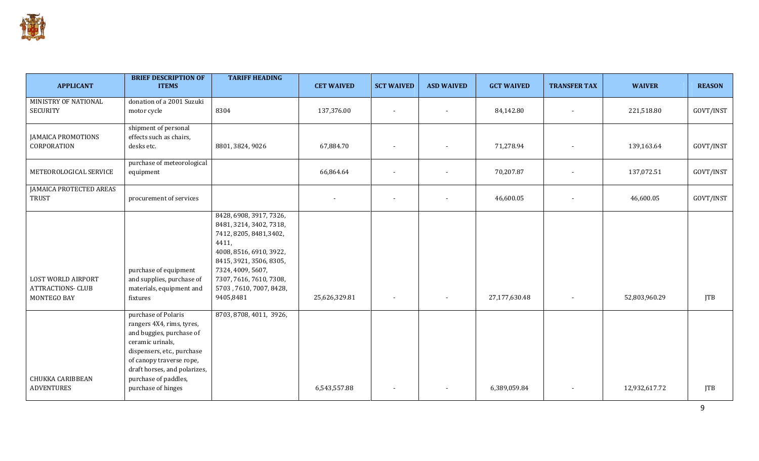| APPLICANT | BRIEF DESCRIPTION OF ITEMS | TARIFF HEADING | CET WAIVED | SCT WAIVED | ASD WAIVED | GCT WAIVED | TRANSFER TAX | WAIVER | REASON |
|---|---|---|---|---|---|---|---|---|---|
| MINISTRY OF NATIONAL SECURITY | donation of a 2001 Suzuki motor cycle | 8304 | 137,376.00 | - | - | 84,142.80 | - | 221,518.80 | GOVT/INST |
| JAMAICA PROMOTIONS CORPORATION | shipment of personal effects such as chairs, desks etc. | 8801, 3824, 9026 | 67,884.70 | - | - | 71,278.94 | - | 139,163.64 | GOVT/INST |
| METEOROLOGICAL SERVICE | purchase of meteorological equipment | | 66,864.64 | - | - | 70,207.87 | - | 137,072.51 | GOVT/INST |
| JAMAICA PROTECTED AREAS TRUST | procurement of services | | - | - | - | 46,600.05 | - | 46,600.05 | GOVT/INST |
| LOST WORLD AIRPORT ATTRACTIONS- CLUB MONTEGO BAY | purchase of equipment and supplies, purchase of materials, equipment and fixtures | 8428, 6908, 3917, 7326, 8481, 3214, 3402, 7318, 7412, 8205, 8481,3402, 4411, 4008, 8516, 6910, 3922, 8415, 3921, 3506, 8305, 7324, 4009, 5607, 7307, 7616, 7610, 7308, 5703 , 7610, 7007, 8428, 9405,8481 | 25,626,329.81 | - | - | 27,177,630.48 | - | 52,803,960.29 | JTB |
| CHUKKA CARIBBEAN ADVENTURES | purchase of Polaris rangers 4X4, rims, tyres, and buggies, purchase of ceramic urinals, dispensers, etc., purchase of canopy traverse rope, draft horses, and polarizes, purchase of paddles, purchase of hinges | 8703, 8708, 4011, 3926, | 6,543,557.88 | - | - | 6,389,059.84 | - | 12,932,617.72 | JTB |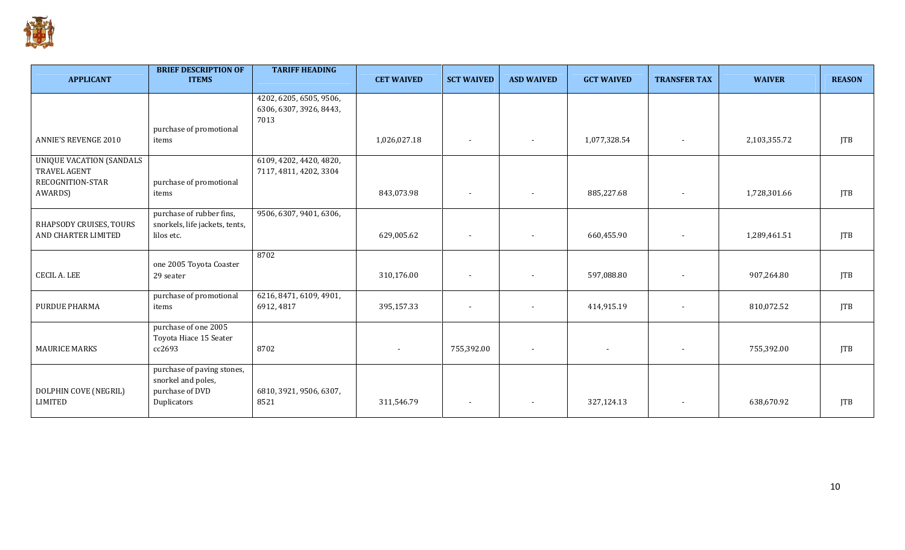| APPLICANT | BRIEF DESCRIPTION OF ITEMS | TARIFF HEADING | CET WAIVED | SCT WAIVED | ASD WAIVED | GCT WAIVED | TRANSFER TAX | WAIVER | REASON |
|---|---|---|---|---|---|---|---|---|---|
| ANNIE'S REVENGE 2010 | purchase of promotional items | 4202, 6205, 6505, 9506, 6306, 6307, 3926, 8443, 7013 | 1,026,027.18 | - | - | 1,077,328.54 | - | 2,103,355.72 | JTB |
| UNIQUE VACATION (SANDALS TRAVEL AGENT RECOGNITION-STAR AWARDS) | purchase of promotional items | 6109, 4202, 4420, 4820, 7117, 4811, 4202, 3304 | 843,073.98 | - | - | 885,227.68 | - | 1,728,301.66 | JTB |
| RHAPSODY CRUISES, TOURS AND CHARTER LIMITED | purchase of rubber fins, snorkels, life jackets, tents, lilos etc. | 9506, 6307, 9401, 6306, | 629,005.62 | - | - | 660,455.90 | - | 1,289,461.51 | JTB |
| CECIL A. LEE | one 2005 Toyota Coaster 29 seater | 8702 | 310,176.00 | - | - | 597,088.80 | - | 907,264.80 | JTB |
| PURDUE PHARMA | purchase of promotional items | 6216, 8471, 6109, 4901, 6912, 4817 | 395,157.33 | - | - | 414,915.19 | - | 810,072.52 | JTB |
| MAURICE MARKS | purchase of one 2005 Toyota Hiace 15 Seater cc2693 | 8702 | - | 755,392.00 | - | - | - | 755,392.00 | JTB |
| DOLPHIN COVE (NEGRIL) LIMITED | purchase of paving stones, snorkel and poles, purchase of DVD Duplicators | 6810, 3921, 9506, 6307, 8521 | 311,546.79 | - | - | 327,124.13 | - | 638,670.92 | JTB |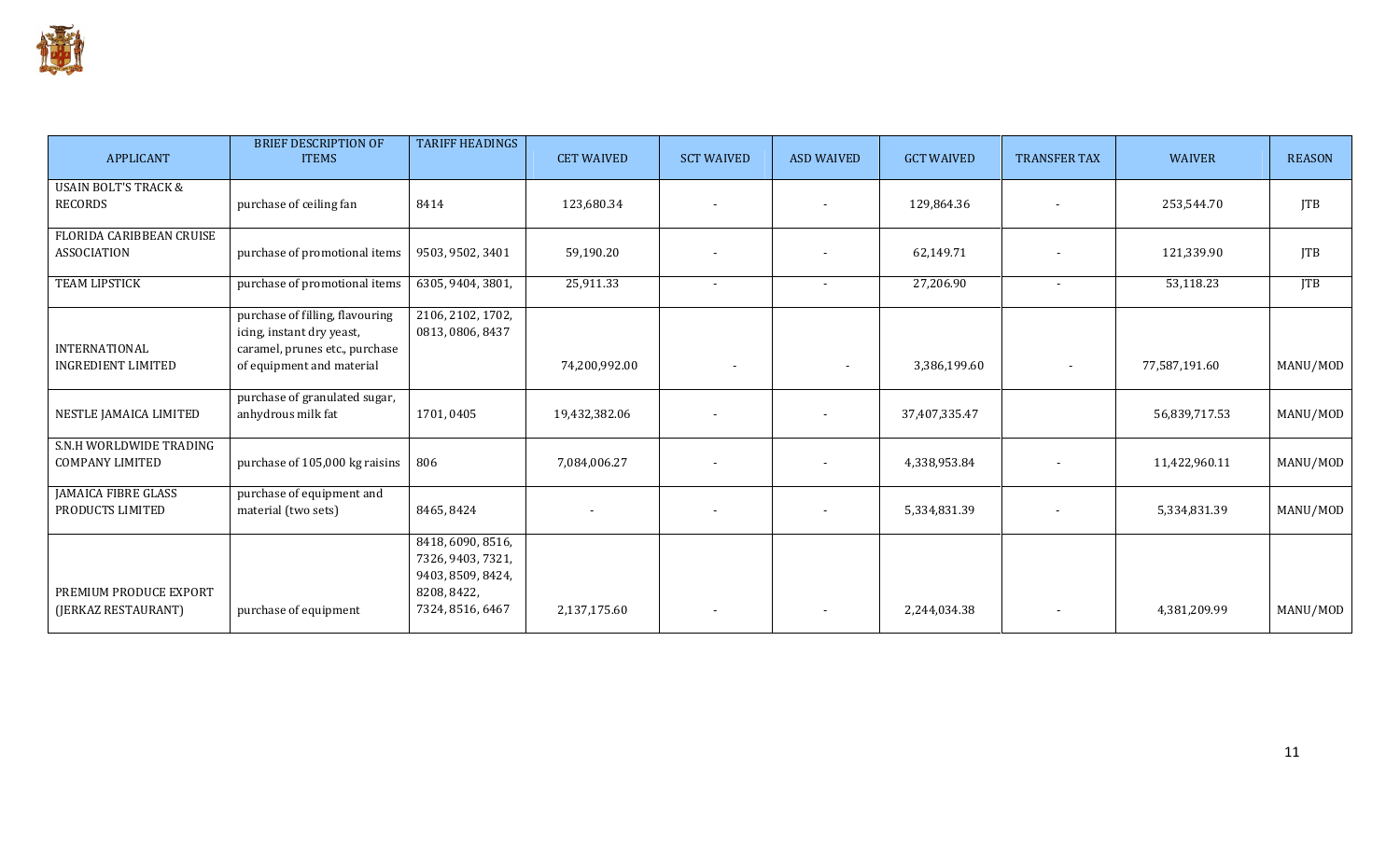| APPLICANT | BRIEF DESCRIPTION OF ITEMS | TARIFF HEADINGS | CET WAIVED | SCT WAIVED | ASD WAIVED | GCT WAIVED | TRANSFER TAX | WAIVER | REASON |
|---|---|---|---|---|---|---|---|---|---|
| USAIN BOLT'S TRACK & RECORDS | purchase of ceiling fan | 8414 | 123,680.34 | - | - | 129,864.36 | - | 253,544.70 | JTB |
| FLORIDA CARIBBEAN CRUISE ASSOCIATION | purchase of promotional items | 9503, 9502, 3401 | 59,190.20 | - | - | 62,149.71 | - | 121,339.90 | JTB |
| TEAM LIPSTICK | purchase of promotional items | 6305, 9404, 3801, | 25,911.33 | - | - | 27,206.90 | - | 53,118.23 | JTB |
| INTERNATIONAL INGREDIENT LIMITED | purchase of filling, flavouring icing, instant dry yeast, caramel, prunes etc., purchase of equipment and material | 2106, 2102, 1702, 0813, 0806, 8437 | 74,200,992.00 | - | - | 3,386,199.60 | - | 77,587,191.60 | MANU/MOD |
| NESTLE JAMAICA LIMITED | purchase of granulated sugar, anhydrous milk fat | 1701, 0405 | 19,432,382.06 | - | - | 37,407,335.47 | | 56,839,717.53 | MANU/MOD |
| S.N.H WORLDWIDE TRADING COMPANY LIMITED | purchase of 105,000 kg raisins | 806 | 7,084,006.27 | - | - | 4,338,953.84 | - | 11,422,960.11 | MANU/MOD |
| JAMAICA FIBRE GLASS PRODUCTS LIMITED | purchase of equipment and material (two sets) | 8465, 8424 | - | - | - | 5,334,831.39 | - | 5,334,831.39 | MANU/MOD |
| PREMIUM PRODUCE EXPORT (JERKAZ RESTAURANT) | purchase of equipment | 8418, 6090, 8516, 7326, 9403, 7321, 9403, 8509, 8424, 8208, 8422, 7324, 8516, 6467 | 2,137,175.60 | - | - | 2,244,034.38 | - | 4,381,209.99 | MANU/MOD |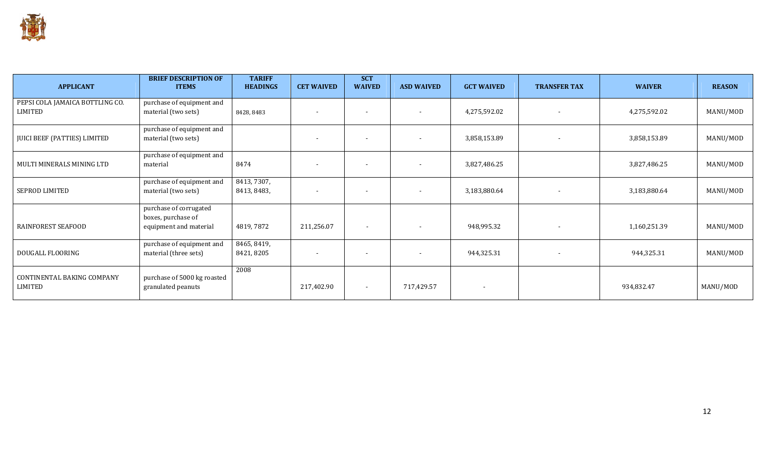| APPLICANT | BRIEF DESCRIPTION OF ITEMS | TARIFF HEADINGS | CET WAIVED | SCT WAIVED | ASD WAIVED | GCT WAIVED | TRANSFER TAX | WAIVER | REASON |
|---|---|---|---|---|---|---|---|---|---|
| PEPSI COLA JAMAICA BOTTLING CO. LIMITED | purchase of equipment and material (two sets) | 8428, 8483 | - | - | - | 4,275,592.02 | - | 4,275,592.02 | MANU/MOD |
| JUICI BEEF (PATTIES) LIMITED | purchase of equipment and material (two sets) | | - | - | - | 3,858,153.89 | - | 3,858,153.89 | MANU/MOD |
| MULTI MINERALS MINING LTD | purchase of equipment and material | 8474 | - | - | - | 3,827,486.25 | | 3,827,486.25 | MANU/MOD |
| SEPROD LIMITED | purchase of equipment and material (two sets) | 8413, 7307, 8413, 8483, | - | - | - | 3,183,880.64 | - | 3,183,880.64 | MANU/MOD |
| RAINFOREST SEAFOOD | purchase of corrugated boxes, purchase of equipment and material | 4819, 7872 | 211,256.07 | - | - | 948,995.32 | - | 1,160,251.39 | MANU/MOD |
| DOUGALL FLOORING | purchase of equipment and material (three sets) | 8465, 8419, 8421, 8205 | - | - | - | 944,325.31 | - | 944,325.31 | MANU/MOD |
| CONTINENTAL BAKING COMPANY LIMITED | purchase of 5000 kg roasted granulated peanuts | 2008 | 217,402.90 | - | 717,429.57 | - | | 934,832.47 | MANU/MOD |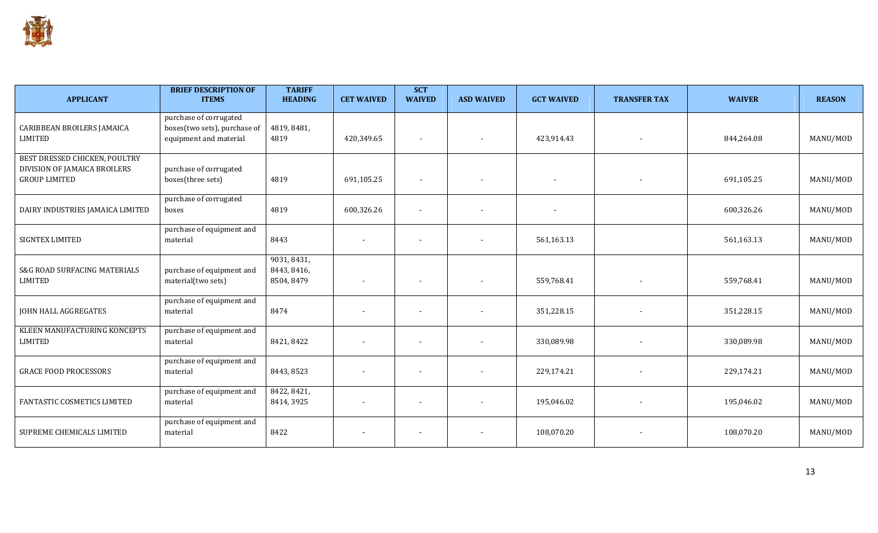| APPLICANT | BRIEF DESCRIPTION OF ITEMS | TARIFF HEADING | CET WAIVED | SCT WAIVED | ASD WAIVED | GCT WAIVED | TRANSFER TAX | WAIVER | REASON |
|---|---|---|---|---|---|---|---|---|---|
| CARIBBEAN BROILERS JAMAICA LIMITED | purchase of corrugated boxes(two sets), purchase of equipment and material | 4819, 8481, 4819 | 420,349.65 | - | - | 423,914.43 | - | 844,264.08 | MANU/MOD |
| BEST DRESSED CHICKEN, POULTRY DIVISION OF JAMAICA BROILERS GROUP LIMITED | purchase of corrugated boxes(three sets) | 4819 | 691,105.25 | - | - | - | - | 691,105.25 | MANU/MOD |
| DAIRY INDUSTRIES JAMAICA LIMITED | purchase of corrugated boxes | 4819 | 600,326.26 | - | - | - | | 600,326.26 | MANU/MOD |
| SIGNTEX LIMITED | purchase of equipment and material | 8443 | - | - | - | 561,163.13 | | 561,163.13 | MANU/MOD |
| S&G ROAD SURFACING MATERIALS LIMITED | purchase of equipment and material(two sets) | 9031, 8431, 8443, 8416, 8504, 8479 | - | - | - | 559,768.41 | - | 559,768.41 | MANU/MOD |
| JOHN HALL AGGREGATES | purchase of equipment and material | 8474 | - | - | - | 351,228.15 | - | 351,228.15 | MANU/MOD |
| KLEEN MANUFACTURING KONCEPTS LIMITED | purchase of equipment and material | 8421, 8422 | - | - | - | 330,089.98 | - | 330,089.98 | MANU/MOD |
| GRACE FOOD PROCESSORS | purchase of equipment and material | 8443, 8523 | - | - | - | 229,174.21 | - | 229,174.21 | MANU/MOD |
| FANTASTIC COSMETICS LIMITED | purchase of equipment and material | 8422, 8421, 8414, 3925 | - | - | - | 195,046.02 | - | 195,046.02 | MANU/MOD |
| SUPREME CHEMICALS LIMITED | purchase of equipment and material | 8422 | - | - | - | 108,070.20 | - | 108,070.20 | MANU/MOD |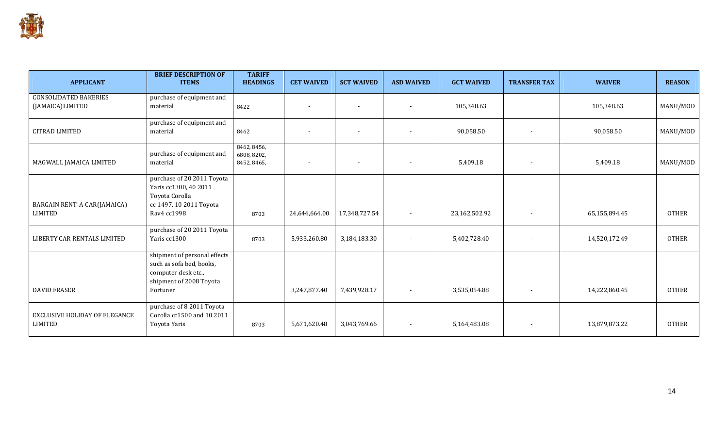| APPLICANT | BRIEF DESCRIPTION OF ITEMS | TARIFF HEADINGS | CET WAIVED | SCT WAIVED | ASD WAIVED | GCT WAIVED | TRANSFER TAX | WAIVER | REASON |
|---|---|---|---|---|---|---|---|---|---|
| CONSOLIDATED BAKERIES (JAMAICA)LIMITED | purchase of equipment and material | 8422 | - | - | - | 105,348.63 | | 105,348.63 | MANU/MOD |
| CITRAD LIMITED | purchase of equipment and material | 8462 | - | - | - | 90,058.50 | - | 90,058.50 | MANU/MOD |
| MAGWALL JAMAICA LIMITED | purchase of equipment and material | 8462, 8456, 6808, 8202, 8452, 8465, | - | - | - | 5,409.18 | - | 5,409.18 | MANU/MOD |
| BARGAIN RENT-A-CAR(JAMAICA) LIMITED | purchase of 20 2011 Toyota Yaris cc1300, 40 2011 Toyota Corolla cc 1497, 10 2011 Toyota Rav4 cc1998 | 8703 | 24,644,664.00 | 17,348,727.54 | - | 23,162,502.92 | - | 65,155,894.45 | OTHER |
| LIBERTY CAR RENTALS LIMITED | purchase of 20 2011 Toyota Yaris cc1300 | 8703 | 5,933,260.80 | 3,184,183.30 | - | 5,402,728.40 | - | 14,520,172.49 | OTHER |
| DAVID FRASER | shipment of personal effects such as sofa bed, books, computer desk etc., shipment of 2008 Toyota Fortuner | | 3,247,877.40 | 7,439,928.17 | - | 3,535,054.88 | - | 14,222,860.45 | OTHER |
| EXCLUSIVE HOLIDAY OF ELEGANCE LIMITED | purchase of 8 2011 Toyota Corolla cc1500 and 10 2011 Toyota Yaris | 8703 | 5,671,620.48 | 3,043,769.66 | - | 5,164,483.08 | - | 13,879,873.22 | OTHER |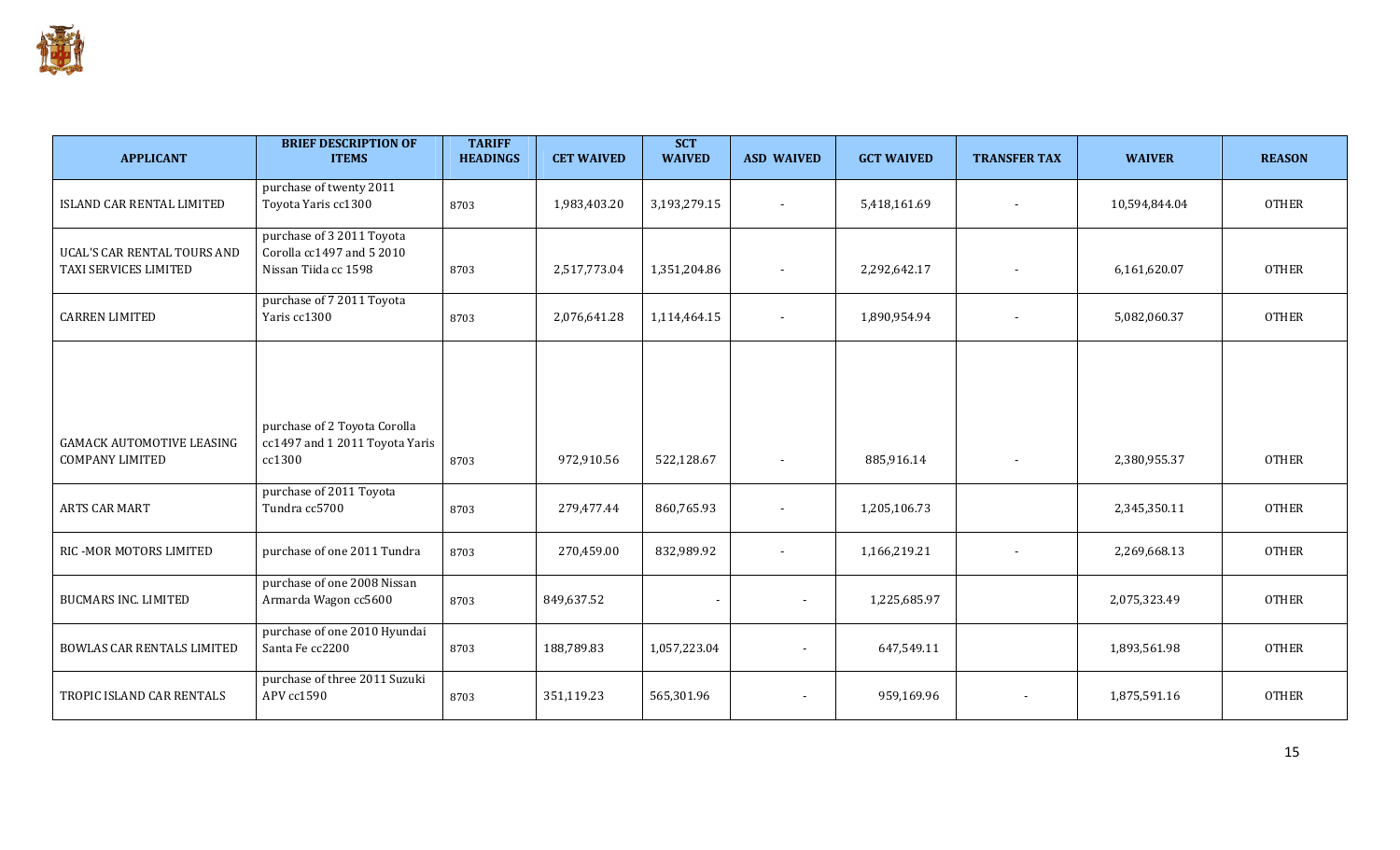| APPLICANT | BRIEF DESCRIPTION OF ITEMS | TARIFF HEADINGS | CET WAIVED | SCT WAIVED | ASD WAIVED | GCT WAIVED | TRANSFER TAX | WAIVER | REASON |
|---|---|---|---|---|---|---|---|---|---|
| ISLAND CAR RENTAL LIMITED | purchase of twenty 2011 Toyota Yaris cc1300 | 8703 | 1,983,403.20 | 3,193,279.15 | - | 5,418,161.69 | - | 10,594,844.04 | OTHER |
| UCAL'S CAR RENTAL TOURS AND TAXI SERVICES LIMITED | purchase of 3 2011 Toyota Corolla cc1497 and 5 2010 Nissan Tiida cc 1598 | 8703 | 2,517,773.04 | 1,351,204.86 | - | 2,292,642.17 | - | 6,161,620.07 | OTHER |
| CARREN LIMITED | purchase of 7 2011 Toyota Yaris cc1300 | 8703 | 2,076,641.28 | 1,114,464.15 | - | 1,890,954.94 | - | 5,082,060.37 | OTHER |
| GAMACK AUTOMOTIVE LEASING COMPANY LIMITED | purchase of 2 Toyota Corolla cc1497 and 1 2011 Toyota Yaris cc1300 | 8703 | 972,910.56 | 522,128.67 | - | 885,916.14 | - | 2,380,955.37 | OTHER |
| ARTS CAR MART | purchase of 2011 Toyota Tundra cc5700 | 8703 | 279,477.44 | 860,765.93 | - | 1,205,106.73 | | 2,345,350.11 | OTHER |
| RIC -MOR MOTORS LIMITED | purchase of one 2011 Tundra | 8703 | 270,459.00 | 832,989.92 | - | 1,166,219.21 | - | 2,269,668.13 | OTHER |
| BUCMARS INC. LIMITED | purchase of one 2008 Nissan Armarda Wagon cc5600 | 8703 | 849,637.52 | - | - | 1,225,685.97 | | 2,075,323.49 | OTHER |
| BOWLAS CAR RENTALS LIMITED | purchase of one 2010 Hyundai Santa Fe cc2200 | 8703 | 188,789.83 | 1,057,223.04 | - | 647,549.11 | | 1,893,561.98 | OTHER |
| TROPIC ISLAND CAR RENTALS | purchase of three 2011 Suzuki APV cc1590 | 8703 | 351,119.23 | 565,301.96 | - | 959,169.96 | - | 1,875,591.16 | OTHER |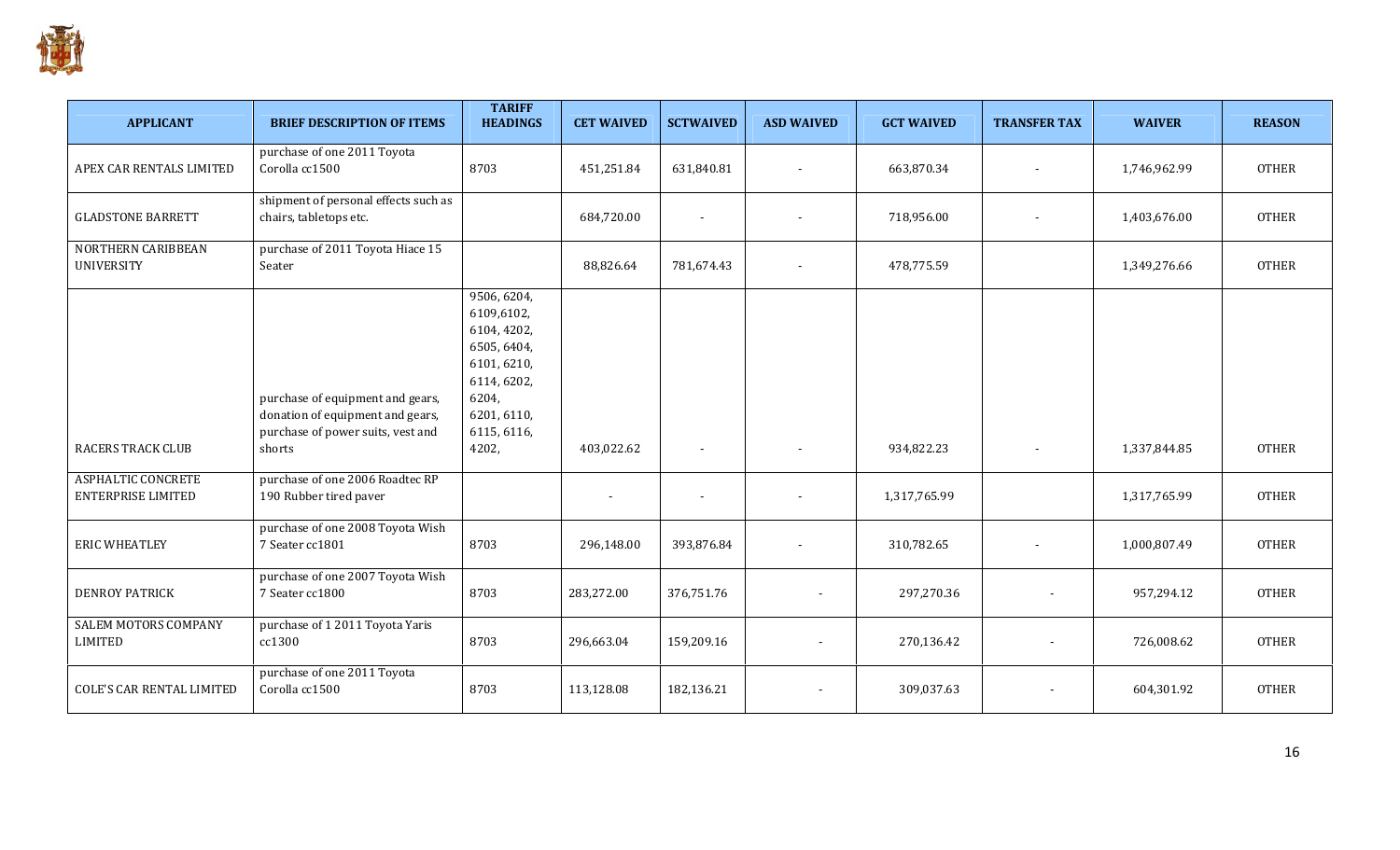| APPLICANT | BRIEF DESCRIPTION OF ITEMS | TARIFF HEADINGS | CET WAIVED | SCTWAIVED | ASD WAIVED | GCT WAIVED | TRANSFER TAX | WAIVER | REASON |
|---|---|---|---|---|---|---|---|---|---|
| APEX CAR RENTALS LIMITED | purchase of one 2011 Toyota Corolla cc1500 | 8703 | 451,251.84 | 631,840.81 | - | 663,870.34 | - | 1,746,962.99 | OTHER |
| GLADSTONE BARRETT | shipment of personal effects such as chairs, tabletops etc. | | 684,720.00 | - | - | 718,956.00 | - | 1,403,676.00 | OTHER |
| NORTHERN CARIBBEAN UNIVERSITY | purchase of 2011 Toyota Hiace 15 Seater | | 88,826.64 | 781,674.43 | - | 478,775.59 | | 1,349,276.66 | OTHER |
| RACERS TRACK CLUB | purchase of equipment and gears, donation of equipment and gears, purchase of power suits, vest and shorts | 9506, 6204, 6109,6102, 6104, 4202, 6505, 6404, 6101, 6210, 6114, 6202, 6204, 6201, 6110, 6115, 6116, 4202, | 403,022.62 | - | - | 934,822.23 | - | 1,337,844.85 | OTHER |
| ASPHALTIC CONCRETE ENTERPRISE LIMITED | purchase of one 2006 Roadtec RP 190 Rubber tired paver | | - | - | - | 1,317,765.99 | | 1,317,765.99 | OTHER |
| ERIC WHEATLEY | purchase of one 2008 Toyota Wish 7 Seater cc1801 | 8703 | 296,148.00 | 393,876.84 | - | 310,782.65 | - | 1,000,807.49 | OTHER |
| DENROY PATRICK | purchase of one 2007 Toyota Wish 7 Seater cc1800 | 8703 | 283,272.00 | 376,751.76 | - | 297,270.36 | - | 957,294.12 | OTHER |
| SALEM MOTORS COMPANY LIMITED | purchase of 1 2011 Toyota Yaris cc1300 | 8703 | 296,663.04 | 159,209.16 | - | 270,136.42 | - | 726,008.62 | OTHER |
| COLE'S CAR RENTAL LIMITED | purchase of one 2011 Toyota Corolla cc1500 | 8703 | 113,128.08 | 182,136.21 | - | 309,037.63 | - | 604,301.92 | OTHER |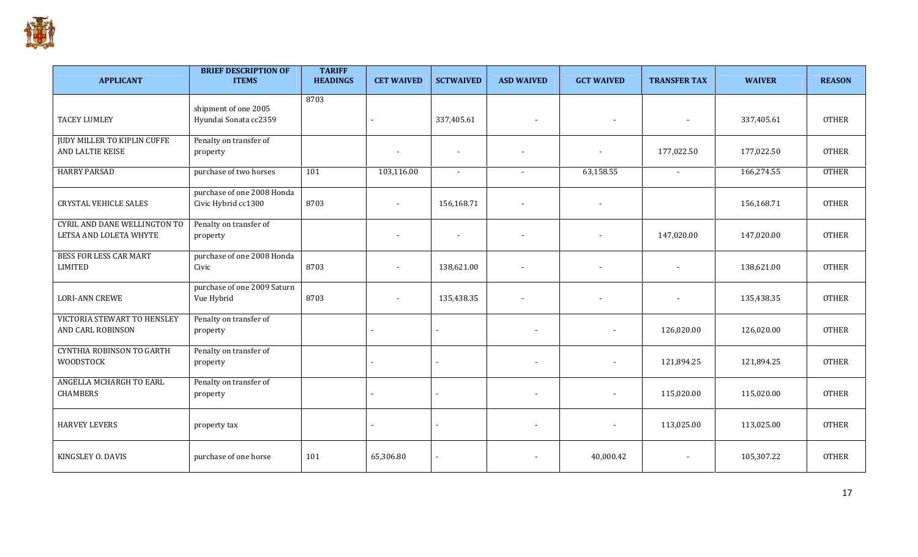| APPLICANT | BRIEF DESCRIPTION OF ITEMS | TARIFF HEADINGS | CET WAIVED | SCTWAIVED | ASD WAIVED | GCT WAIVED | TRANSFER TAX | WAIVER | REASON |
|---|---|---|---|---|---|---|---|---|---|
| TACEY LUMLEY | shipment of one 2005 Hyundai Sonata cc2359 | 8703 | - | 337,405.61 | - | - | - | 337,405.61 | OTHER |
| JUDY MILLER TO KIPLIN CUFFE AND LALTIE KEISE | Penalty on transfer of property | | - | - | - | - | 177,022.50 | 177,022.50 | OTHER |
| HARRY PARSAD | purchase of two horses | 101 | 103,116.00 | - | - | 63,158.55 | - | 166,274.55 | OTHER |
| CRYSTAL VEHICLE SALES | purchase of one 2008 Honda Civic Hybrid cc1300 | 8703 | - | 156,168.71 | - | - | | 156,168.71 | OTHER |
| CYRIL AND DANE WELLINGTON TO LETSA AND LOLETA WHYTE | Penalty on transfer of property | | - | - | - | - | 147,020.00 | 147,020.00 | OTHER |
| BESS FOR LESS CAR MART LIMITED | purchase of one 2008 Honda Civic | 8703 | - | 138,621.00 | - | - | - | 138,621.00 | OTHER |
| LORI-ANN CREWE | purchase of one 2009 Saturn Vue Hybrid | 8703 | - | 135,438.35 | - | - | - | 135,438.35 | OTHER |
| VICTORIA STEWART TO HENSLEY AND CARL ROBINSON | Penalty on transfer of property | | - | - | - | - | 126,020.00 | 126,020.00 | OTHER |
| CYNTHIA ROBINSON TO GARTH WOODSTOCK | Penalty on transfer of property | | - | - | - | - | 121,894.25 | 121,894.25 | OTHER |
| ANGELLA MCHARGH TO EARL CHAMBERS | Penalty on transfer of property | | - | - | - | - | 115,020.00 | 115,020.00 | OTHER |
| HARVEY LEVERS | property tax | | - | - | - | - | 113,025.00 | 113,025.00 | OTHER |
| KINGSLEY O. DAVIS | purchase of one horse | 101 | 65,306.80 | - | - | 40,000.42 | - | 105,307.22 | OTHER |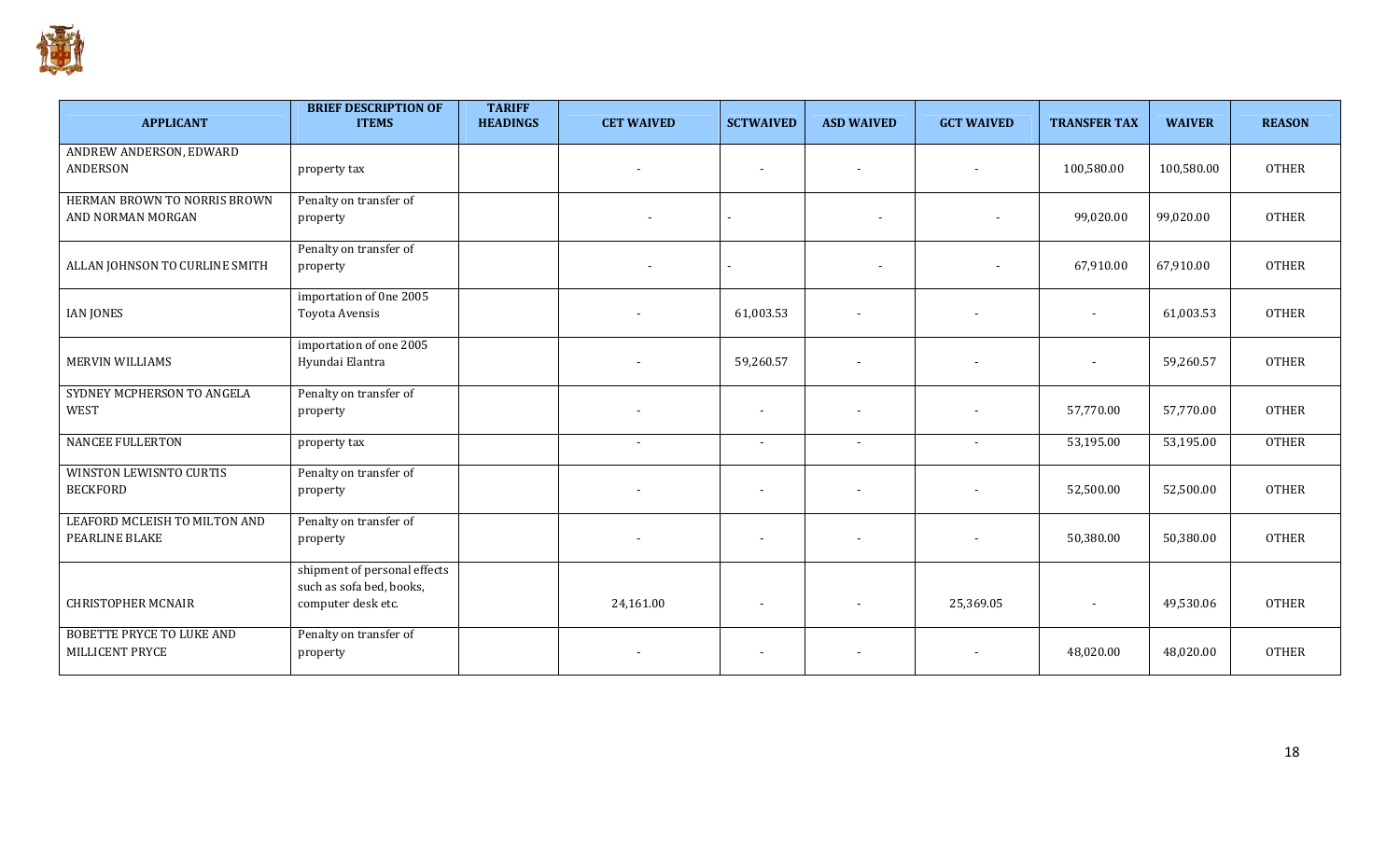| APPLICANT | BRIEF DESCRIPTION OF ITEMS | TARIFF HEADINGS | CET WAIVED | SCTWAIVED | ASD WAIVED | GCT WAIVED | TRANSFER TAX | WAIVER | REASON |
|---|---|---|---|---|---|---|---|---|---|
| ANDREW ANDERSON, EDWARD ANDERSON | property tax | | - | - | - | - | 100,580.00 | 100,580.00 | OTHER |
| HERMAN BROWN TO NORRIS BROWN AND NORMAN MORGAN | Penalty on transfer of property | | - | - | - | - | 99,020.00 | 99,020.00 | OTHER |
| ALLAN JOHNSON TO CURLINE SMITH | Penalty on transfer of property | | - | - | - | - | 67,910.00 | 67,910.00 | OTHER |
| IAN JONES | importation of 0ne 2005 Toyota Avensis | | - | 61,003.53 | - | - | - | 61,003.53 | OTHER |
| MERVIN WILLIAMS | importation of one 2005 Hyundai Elantra | | - | 59,260.57 | - | - | - | 59,260.57 | OTHER |
| SYDNEY MCPHERSON TO ANGELA WEST | Penalty on transfer of property | | - | - | - | - | 57,770.00 | 57,770.00 | OTHER |
| NANCEE FULLERTON | property tax | | - | - | - | - | 53,195.00 | 53,195.00 | OTHER |
| WINSTON LEWISNTO CURTIS BECKFORD | Penalty on transfer of property | | - | - | - | - | 52,500.00 | 52,500.00 | OTHER |
| LEAFORD MCLEISH TO MILTON AND PEARLINE BLAKE | Penalty on transfer of property | | - | - | - | - | 50,380.00 | 50,380.00 | OTHER |
| CHRISTOPHER MCNAIR | shipment of personal effects such as sofa bed, books, computer desk etc. | | 24,161.00 | - | - | 25,369.05 | - | 49,530.06 | OTHER |
| BOBETTE PRYCE TO LUKE AND MILLICENT PRYCE | Penalty on transfer of property | | - | - | - | - | 48,020.00 | 48,020.00 | OTHER |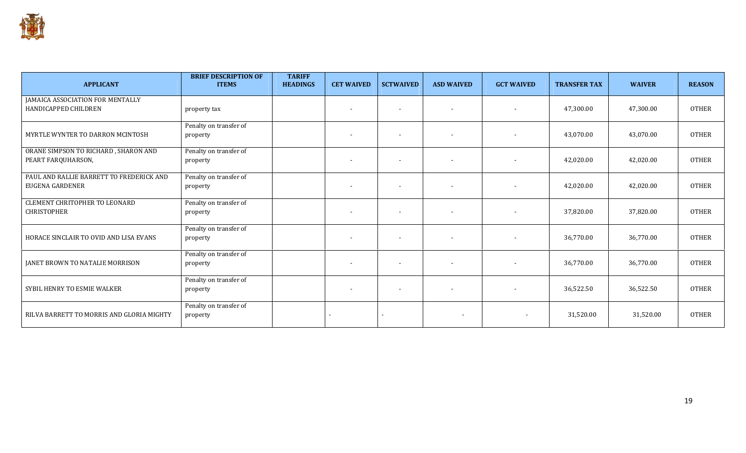| APPLICANT | BRIEF DESCRIPTION OF ITEMS | TARIFF HEADINGS | CET WAIVED | SCTWAIVED | ASD WAIVED | GCT WAIVED | TRANSFER TAX | WAIVER | REASON |
|---|---|---|---|---|---|---|---|---|---|
| JAMAICA ASSOCIATION FOR MENTALLY HANDICAPPED CHILDREN | property tax | | - | - | - | - | 47,300.00 | 47,300.00 | OTHER |
| MYRTLE WYNTER TO DARRON MCINTOSH | Penalty on transfer of property | | - | - | - | - | 43,070.00 | 43,070.00 | OTHER |
| ORANE SIMPSON TO RICHARD , SHARON AND PEART FARQUHARSON, | Penalty on transfer of property | | - | - | - | - | 42,020.00 | 42,020.00 | OTHER |
| PAUL AND RALLIE BARRETT TO FREDERICK AND EUGENA GARDENER | Penalty on transfer of property | | - | - | - | - | 42,020.00 | 42,020.00 | OTHER |
| CLEMENT CHRITOPHER TO LEONARD CHRISTOPHER | Penalty on transfer of property | | - | - | - | - | 37,820.00 | 37,820.00 | OTHER |
| HORACE SINCLAIR TO OVID AND LISA EVANS | Penalty on transfer of property | | - | - | - | - | 36,770.00 | 36,770.00 | OTHER |
| JANET BROWN TO NATALIE MORRISON | Penalty on transfer of property | | - | - | - | - | 36,770.00 | 36,770.00 | OTHER |
| SYBIL HENRY TO ESMIE WALKER | Penalty on transfer of property | | - | - | - | - | 36,522.50 | 36,522.50 | OTHER |
| RILVA BARRETT TO MORRIS AND GLORIA MIGHTY | Penalty on transfer of property | | - | - | - | - | 31,520.00 | 31,520.00 | OTHER |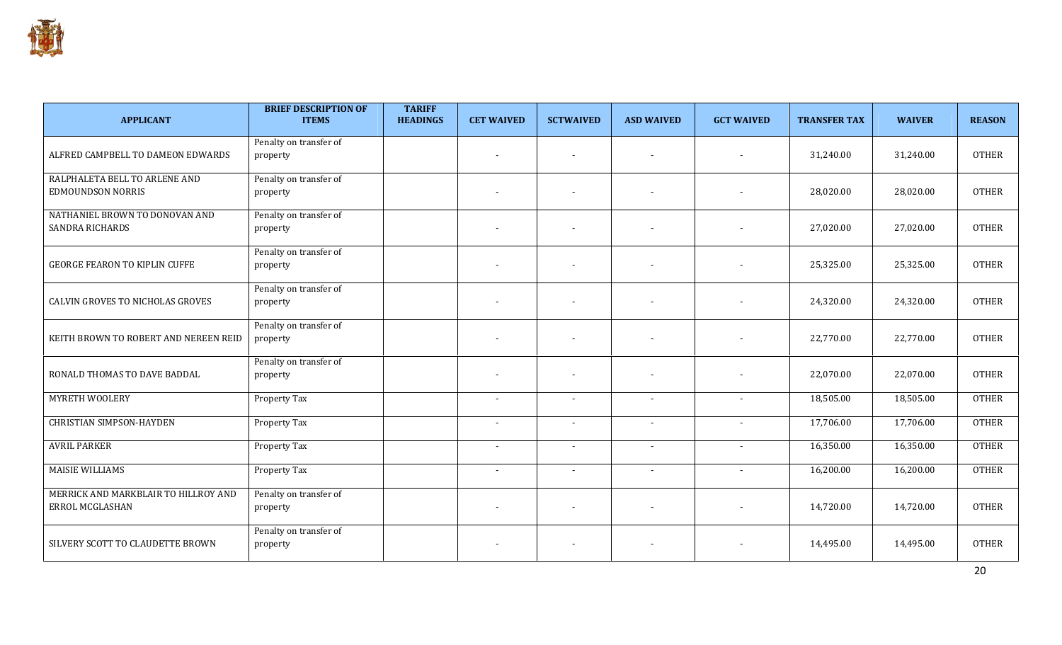| APPLICANT | BRIEF DESCRIPTION OF ITEMS | TARIFF HEADINGS | CET WAIVED | SCTWAIVED | ASD WAIVED | GCT WAIVED | TRANSFER TAX | WAIVER | REASON |
|---|---|---|---|---|---|---|---|---|---|
| ALFRED CAMPBELL TO DAMEON EDWARDS | Penalty on transfer of property | | - | - | - | - | 31,240.00 | 31,240.00 | OTHER |
| RALPHALETA BELL TO ARLENE AND EDMOUNDSON NORRIS | Penalty on transfer of property | | - | - | - | - | 28,020.00 | 28,020.00 | OTHER |
| NATHANIEL BROWN TO DONOVAN AND SANDRA RICHARDS | Penalty on transfer of property | | - | - | - | - | 27,020.00 | 27,020.00 | OTHER |
| GEORGE FEARON TO KIPLIN CUFFE | Penalty on transfer of property | | - | - | - | - | 25,325.00 | 25,325.00 | OTHER |
| CALVIN GROVES TO NICHOLAS GROVES | Penalty on transfer of property | | - | - | - | - | 24,320.00 | 24,320.00 | OTHER |
| KEITH BROWN TO ROBERT AND NEREEN REID | Penalty on transfer of property | | - | - | - | - | 22,770.00 | 22,770.00 | OTHER |
| RONALD THOMAS TO DAVE BADDAL | Penalty on transfer of property | | - | - | - | - | 22,070.00 | 22,070.00 | OTHER |
| MYRETH WOOLERY | Property Tax | | - | - | - | - | 18,505.00 | 18,505.00 | OTHER |
| CHRISTIAN SIMPSON-HAYDEN | Property Tax | | - | - | - | - | 17,706.00 | 17,706.00 | OTHER |
| AVRIL PARKER | Property Tax | | - | - | - | - | 16,350.00 | 16,350.00 | OTHER |
| MAISIE WILLIAMS | Property Tax | | - | - | - | - | 16,200.00 | 16,200.00 | OTHER |
| MERRICK AND MARKBLAIR TO HILLROY AND ERROL MCGLASHAN | Penalty on transfer of property | | - | - | - | - | 14,720.00 | 14,720.00 | OTHER |
| SILVERY SCOTT TO CLAUDETTE BROWN | Penalty on transfer of property | | - | - | - | - | 14,495.00 | 14,495.00 | OTHER |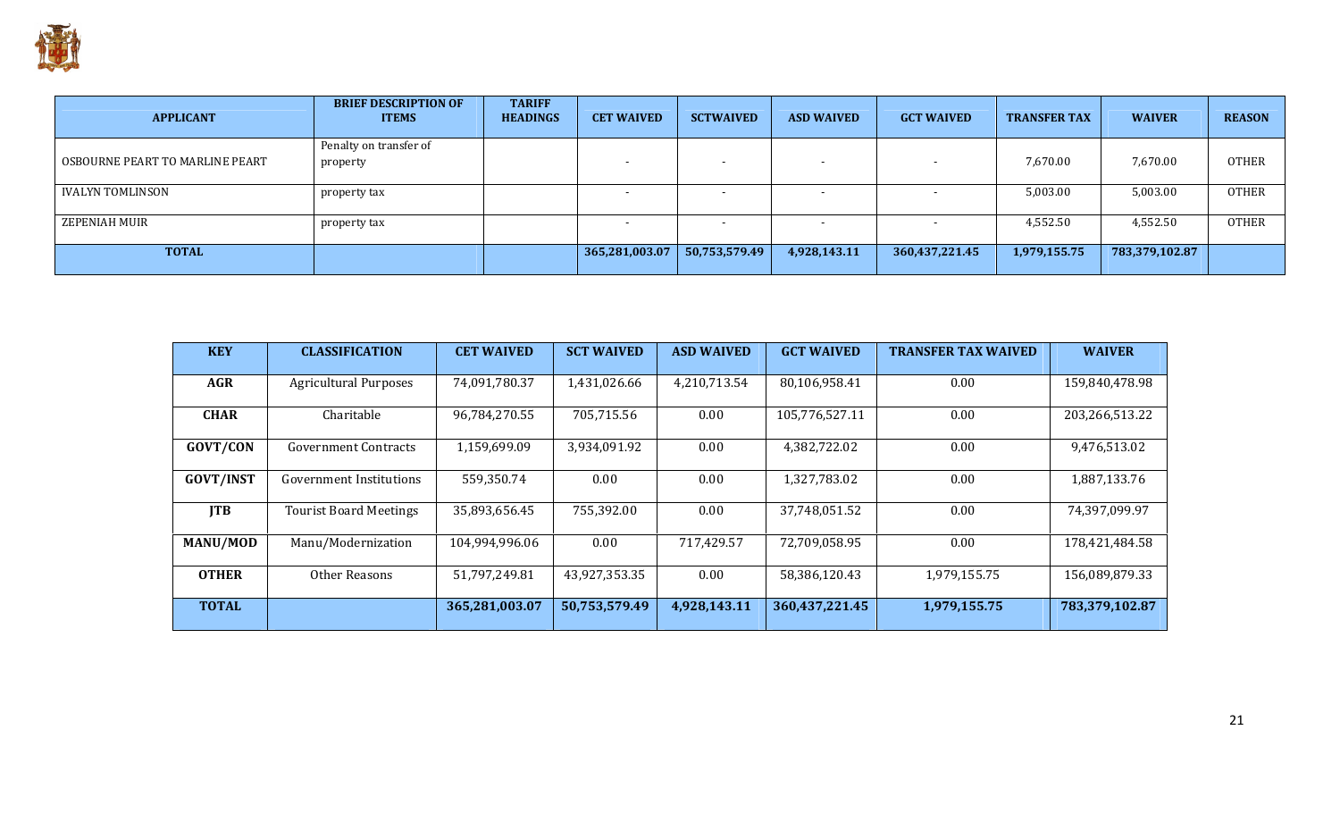| APPLICANT | BRIEF DESCRIPTION OF ITEMS | TARIFF HEADINGS | CET WAIVED | SCTWAIVED | ASD WAIVED | GCT WAIVED | TRANSFER TAX | WAIVER | REASON |
|---|---|---|---|---|---|---|---|---|---|
| OSBOURNE PEART TO MARLINE PEART | Penalty on transfer of property | | - | - | - | - | 7,670.00 | 7,670.00 | OTHER |
| IVALYN TOMLINSON | property tax | | - | - | - | - | 5,003.00 | 5,003.00 | OTHER |
| ZEPENIAH MUIR | property tax | | - | - | - | - | 4,552.50 | 4,552.50 | OTHER |
| **TOTAL** | | | **365,281,003.07** | **50,753,579.49** | **4,928,143.11** | **360,437,221.45** | **1,979,155.75** | **783,379,102.87** | |

| KEY | CLASSIFICATION | CET WAIVED | SCT WAIVED | ASD WAIVED | GCT WAIVED | TRANSFER TAX WAIVED | WAIVER |
|---|---|---|---|---|---|---|---|
| **AGR** | Agricultural Purposes | 74,091,780.37 | 1,431,026.66 | 4,210,713.54 | 80,106,958.41 | 0.00 | 159,840,478.98 |
| **CHAR** | Charitable | 96,784,270.55 | 705,715.56 | 0.00 | 105,776,527.11 | 0.00 | 203,266,513.22 |
| **GOVT/CON** | Government Contracts | 1,159,699.09 | 3,934,091.92 | 0.00 | 4,382,722.02 | 0.00 | 9,476,513.02 |
| **GOVT/INST** | Government Institutions | 559,350.74 | 0.00 | 0.00 | 1,327,783.02 | 0.00 | 1,887,133.76 |
| **JTB** | Tourist Board Meetings | 35,893,656.45 | 755,392.00 | 0.00 | 37,748,051.52 | 0.00 | 74,397,099.97 |
| **MANU/MOD** | Manu/Modernization | 104,994,996.06 | 0.00 | 717,429.57 | 72,709,058.95 | 0.00 | 178,421,484.58 |
| **OTHER** | Other Reasons | 51,797,249.81 | 43,927,353.35 | 0.00 | 58,386,120.43 | 1,979,155.75 | 156,089,879.33 |
| **TOTAL** | | **365,281,003.07** | **50,753,579.49** | **4,928,143.11** | **360,437,221.45** | **1,979,155.75** | **783,379,102.87** |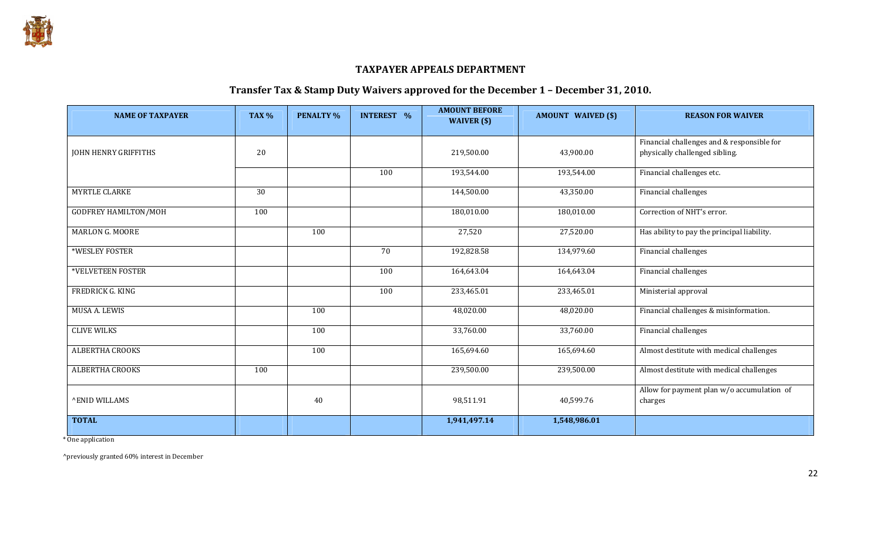## TAXPAYER APPEALS DEPARTMENT

### Transfer Tax & Stamp Duty Waivers approved for the December 1 – December 31, 2010.

| NAME OF TAXPAYER | TAX % | PENALTY % | INTEREST % | AMOUNT BEFORE WAIVER ($) | AMOUNT WAIVED ($) | REASON FOR WAIVER |
|---|---|---|---|---|---|---|
| JOHN HENRY GRIFFITHS | 20 | | | 219,500.00 | 43,900.00 | Financial challenges and & responsible for physically challenged sibling. |
| | | | 100 | 193,544.00 | 193,544.00 | Financial challenges etc. |
| MYRTLE CLARKE | 30 | | | 144,500.00 | 43,350.00 | Financial challenges |
| GODFREY HAMILTON/MOH | 100 | | | 180,010.00 | 180,010.00 | Correction of NHT's error. |
| MARLON G. MOORE | | 100 | | 27,520 | 27,520.00 | Has ability to pay the principal liability. |
| *WESLEY FOSTER | | | 70 | 192,828.58 | 134,979.60 | Financial challenges |
| *VELVETEEN FOSTER | | | 100 | 164,643.04 | 164,643.04 | Financial challenges |
| FREDRICK G. KING | | | 100 | 233,465.01 | 233,465.01 | Ministerial approval |
| MUSA A. LEWIS | | 100 | | 48,020.00 | 48,020.00 | Financial challenges & misinformation. |
| CLIVE WILKS | | 100 | | 33,760.00 | 33,760.00 | Financial challenges |
| ALBERTHA CROOKS | | 100 | | 165,694.60 | 165,694.60 | Almost destitute with medical challenges |
| ALBERTHA CROOKS | 100 | | | 239,500.00 | 239,500.00 | Almost destitute with medical challenges |
| ^ENID WILLAMS | | 40 | | 98,511.91 | 40,599.76 | Allow for payment plan w/o accumulation of charges |
| **TOTAL** | | | | **1,941,497.14** | **1,548,986.01** | |

* One application

^previously granted 60% interest in December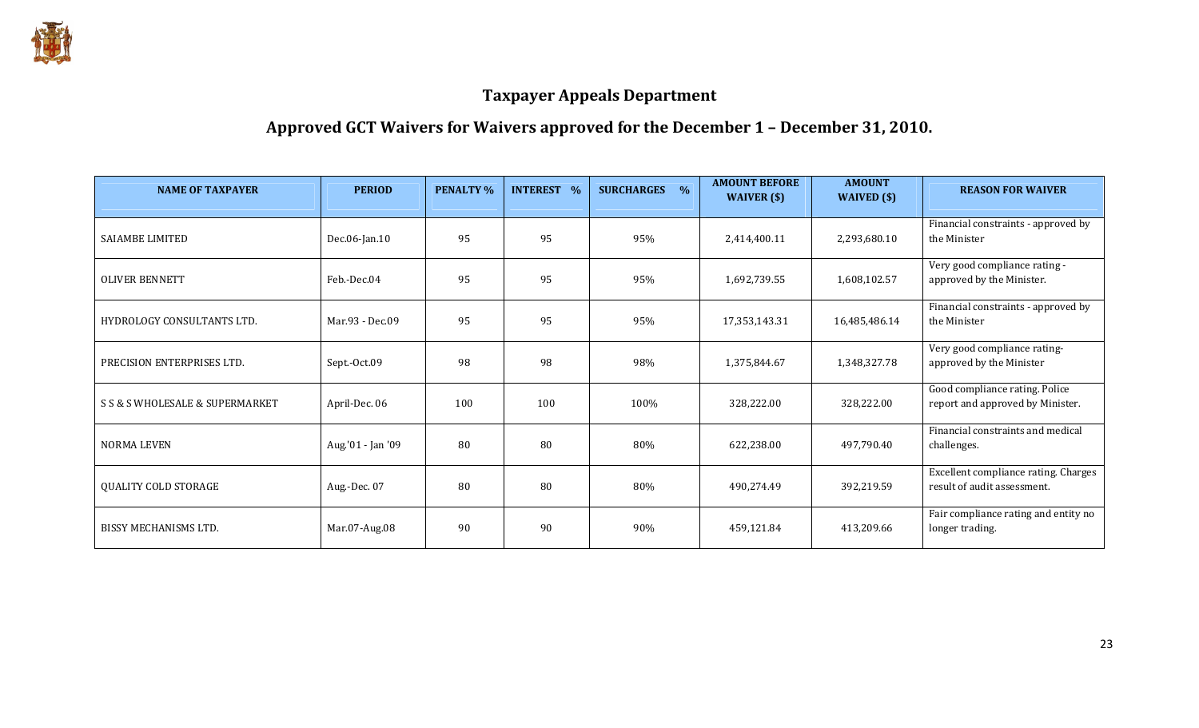## Taxpayer Appeals Department

## Approved GCT Waivers for Waivers approved for the December 1 – December 31, 2010.

| NAME OF TAXPAYER | PERIOD | PENALTY % | INTEREST % | SURCHARGES % | AMOUNT BEFORE WAIVER ($) | AMOUNT WAIVED ($) | REASON FOR WAIVER |
|---|---|---|---|---|---|---|---|
| SAIAMBE LIMITED | Dec.06-Jan.10 | 95 | 95 | 95% | 2,414,400.11 | 2,293,680.10 | Financial constraints - approved by the Minister |
| OLIVER BENNETT | Feb.-Dec.04 | 95 | 95 | 95% | 1,692,739.55 | 1,608,102.57 | Very good compliance rating - approved by the Minister. |
| HYDROLOGY CONSULTANTS LTD. | Mar.93 - Dec.09 | 95 | 95 | 95% | 17,353,143.31 | 16,485,486.14 | Financial constraints - approved by the Minister |
| PRECISION ENTERPRISES LTD. | Sept.-Oct.09 | 98 | 98 | 98% | 1,375,844.67 | 1,348,327.78 | Very good compliance rating- approved by the Minister |
| S S & S WHOLESALE & SUPERMARKET | April-Dec. 06 | 100 | 100 | 100% | 328,222.00 | 328,222.00 | Good compliance rating. Police report and approved by Minister. |
| NORMA LEVEN | Aug.'01 - Jan '09 | 80 | 80 | 80% | 622,238.00 | 497,790.40 | Financial constraints and medical challenges. |
| QUALITY COLD STORAGE | Aug.-Dec. 07 | 80 | 80 | 80% | 490,274.49 | 392,219.59 | Excellent compliance rating. Charges result of audit assessment. |
| BISSY MECHANISMS LTD. | Mar.07-Aug.08 | 90 | 90 | 90% | 459,121.84 | 413,209.66 | Fair compliance rating and entity no longer trading. |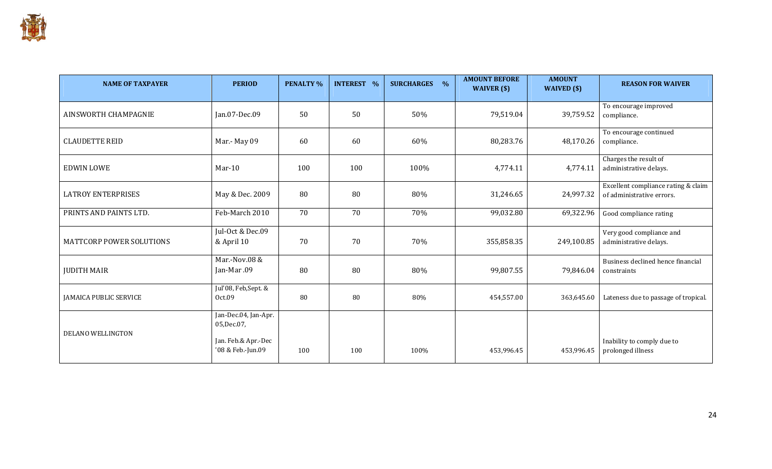| NAME OF TAXPAYER | PERIOD | PENALTY % | INTEREST % | SURCHARGES % | AMOUNT BEFORE WAIVER ($) | AMOUNT WAIVED ($) | REASON FOR WAIVER |
|---|---|---|---|---|---|---|---|
| AINSWORTH CHAMPAGNIE | Jan.07-Dec.09 | 50 | 50 | 50% | 79,519.04 | 39,759.52 | To encourage improved compliance. |
| CLAUDETTE REID | Mar.- May 09 | 60 | 60 | 60% | 80,283.76 | 48,170.26 | To encourage continued compliance. |
| EDWIN LOWE | Mar-10 | 100 | 100 | 100% | 4,774.11 | 4,774.11 | Charges the result of administrative delays. |
| LATROY ENTERPRISES | May & Dec. 2009 | 80 | 80 | 80% | 31,246.65 | 24,997.32 | Excellent compliance rating & claim of administrative errors. |
| PRINTS AND PAINTS LTD. | Feb-March 2010 | 70 | 70 | 70% | 99,032.80 | 69,322.96 | Good compliance rating |
| MATTCORP POWER SOLUTIONS | Jul-Oct & Dec.09 & April 10 | 70 | 70 | 70% | 355,858.35 | 249,100.85 | Very good compliance and administrative delays. |
| JUDITH MAIR | Mar.-Nov.08 & Jan-Mar .09 | 80 | 80 | 80% | 99,807.55 | 79,846.04 | Business declined hence financial constraints |
| JAMAICA PUBLIC SERVICE | Jul'08, Feb,Sept. & Oct.09 | 80 | 80 | 80% | 454,557.00 | 363,645.60 | Lateness due to passage of tropical. |
| DELANO WELLINGTON | Jan-Dec.04, Jan-Apr. 05,Dec.07, Jan. Feb.& Apr.-Dec '08 & Feb.-Jun.09 | 100 | 100 | 100% | 453,996.45 | 453,996.45 | Inability to comply due to prolonged illness |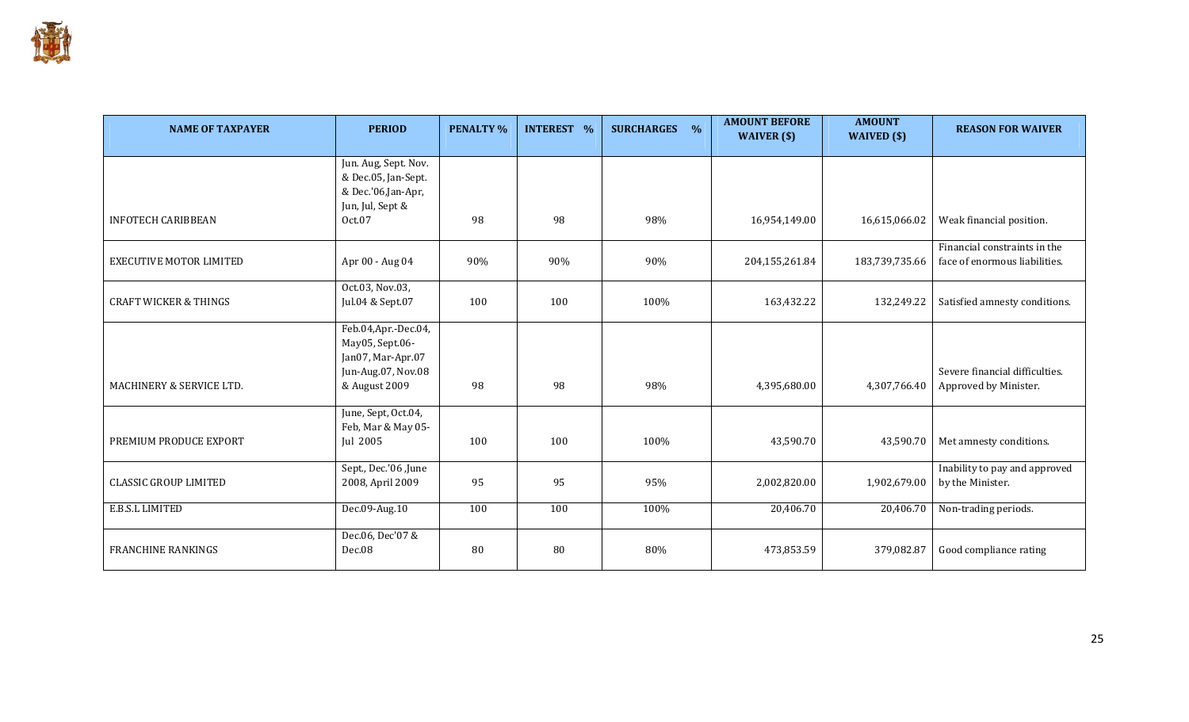| NAME OF TAXPAYER | PERIOD | PENALTY % | INTEREST % | SURCHARGES % | AMOUNT BEFORE WAIVER ($) | AMOUNT WAIVED ($) | REASON FOR WAIVER |
|---|---|---|---|---|---|---|---|
| INFOTECH CARIBBEAN | Jun. Aug, Sept. Nov. & Dec.05, Jan-Sept. & Dec.'06,Jan-Apr, Jun, Jul, Sept & Oct.07 | 98 | 98 | 98% | 16,954,149.00 | 16,615,066.02 | Weak financial position. |
| EXECUTIVE MOTOR LIMITED | Apr 00 - Aug 04 | 90% | 90% | 90% | 204,155,261.84 | 183,739,735.66 | Financial constraints in the face of enormous liabilities. |
| CRAFT WICKER & THINGS | Oct.03, Nov.03, Jul.04 & Sept.07 | 100 | 100 | 100% | 163,432.22 | 132,249.22 | Satisfied amnesty conditions. |
| MACHINERY & SERVICE LTD. | Feb.04,Apr.-Dec.04, May05, Sept.06-Jan07, Mar-Apr.07 Jun-Aug.07, Nov.08 & August 2009 | 98 | 98 | 98% | 4,395,680.00 | 4,307,766.40 | Severe financial difficulties. Approved by Minister. |
| PREMIUM PRODUCE EXPORT | June, Sept, Oct.04, Feb, Mar & May 05-Jul 2005 | 100 | 100 | 100% | 43,590.70 | 43,590.70 | Met amnesty conditions. |
| CLASSIC GROUP LIMITED | Sept., Dec.'06 ,June 2008, April 2009 | 95 | 95 | 95% | 2,002,820.00 | 1,902,679.00 | Inability to pay and approved by the Minister. |
| E.B.S.L LIMITED | Dec.09-Aug.10 | 100 | 100 | 100% | 20,406.70 | 20,406.70 | Non-trading periods. |
| FRANCHINE RANKINGS | Dec.06, Dec'07 & Dec.08 | 80 | 80 | 80% | 473,853.59 | 379,082.87 | Good compliance rating |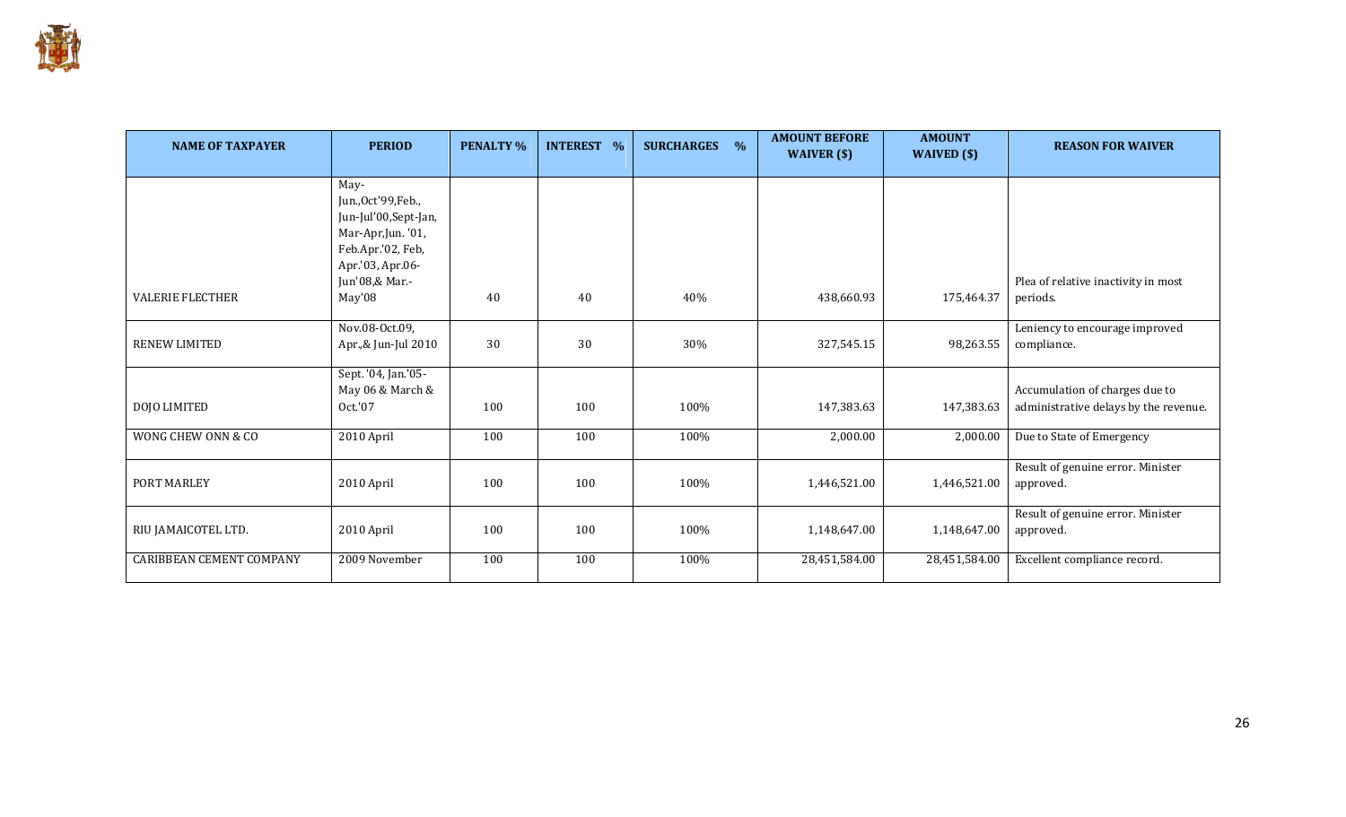| NAME OF TAXPAYER | PERIOD | PENALTY % | INTEREST % | SURCHARGES % | AMOUNT BEFORE WAIVER ($) | AMOUNT WAIVED ($) | REASON FOR WAIVER |
|---|---|---|---|---|---|---|---|
| VALERIE FLECTHER | May-Jun.,Oct'99,Feb., Jun-Jul'00,Sept-Jan, Mar-Apr,Jun. '01, Feb.Apr.'02, Feb, Apr.'03, Apr.06-Jun'08,& Mar.-May'08 | 40 | 40 | 40% | 438,660.93 | 175,464.37 | Plea of relative inactivity in most periods. |
| RENEW LIMITED | Nov.08-Oct.09, Apr.,& Jun-Jul 2010 | 30 | 30 | 30% | 327,545.15 | 98,263.55 | Leniency to encourage improved compliance. |
| DOJO LIMITED | Sept. '04, Jan.'05-May 06 & March & Oct.'07 | 100 | 100 | 100% | 147,383.63 | 147,383.63 | Accumulation of charges due to administrative delays by the revenue. |
| WONG CHEW ONN & CO | 2010 April | 100 | 100 | 100% | 2,000.00 | 2,000.00 | Due to State of Emergency |
| PORT MARLEY | 2010 April | 100 | 100 | 100% | 1,446,521.00 | 1,446,521.00 | Result of genuine error. Minister approved. |
| RIU JAMAICOTEL LTD. | 2010 April | 100 | 100 | 100% | 1,148,647.00 | 1,148,647.00 | Result of genuine error. Minister approved. |
| CARIBBEAN CEMENT COMPANY | 2009 November | 100 | 100 | 100% | 28,451,584.00 | 28,451,584.00 | Excellent compliance record. |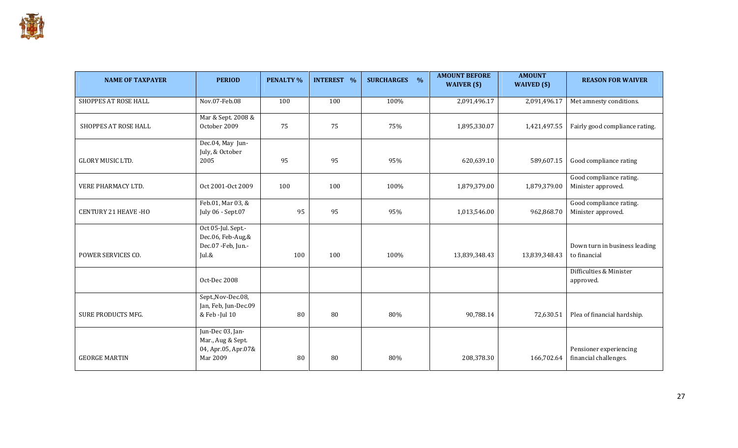| NAME OF TAXPAYER | PERIOD | PENALTY % | INTEREST % | SURCHARGES % | AMOUNT BEFORE WAIVER ($) | AMOUNT WAIVED ($) | REASON FOR WAIVER |
|---|---|---|---|---|---|---|---|
| SHOPPES AT ROSE HALL | Nov.07-Feb.08 | 100 | 100 | 100% | 2,091,496.17 | 2,091,496.17 | Met amnesty conditions. |
| SHOPPES AT ROSE HALL | Mar & Sept. 2008 & October 2009 | 75 | 75 | 75% | 1,895,330.07 | 1,421,497.55 | Fairly good compliance rating. |
| GLORY MUSIC LTD. | Dec.04, May Jun-July, & October 2005 | 95 | 95 | 95% | 620,639.10 | 589,607.15 | Good compliance rating |
| VERE PHARMACY LTD. | Oct 2001-Oct 2009 | 100 | 100 | 100% | 1,879,379.00 | 1,879,379.00 | Good compliance rating. Minister approved. |
| CENTURY 21 HEAVE -HO | Feb.01, Mar 03, & July 06 - Sept.07 | 95 | 95 | 95% | 1,013,546.00 | 962,868.70 | Good compliance rating. Minister approved. |
| POWER SERVICES CO. | Oct 05-Jul. Sept.-Dec.06, Feb-Aug,& Dec.07 -Feb, Jun.-Jul.& | 100 | 100 | 100% | 13,839,348.43 | 13,839,348.43 | Down turn in business leading to financial |
| | Oct-Dec 2008 | | | | | | Difficulties & Minister approved. |
| SURE PRODUCTS MFG. | Sept.,Nov-Dec.08, Jan, Feb, Jun-Dec.09 & Feb -Jul 10 | 80 | 80 | 80% | 90,788.14 | 72,630.51 | Plea of financial hardship. |
| GEORGE MARTIN | Jun-Dec 03, Jan-Mar., Aug & Sept. 04, Apr.05, Apr.07& Mar 2009 | 80 | 80 | 80% | 208,378.30 | 166,702.64 | Pensioner experiencing financial challenges. |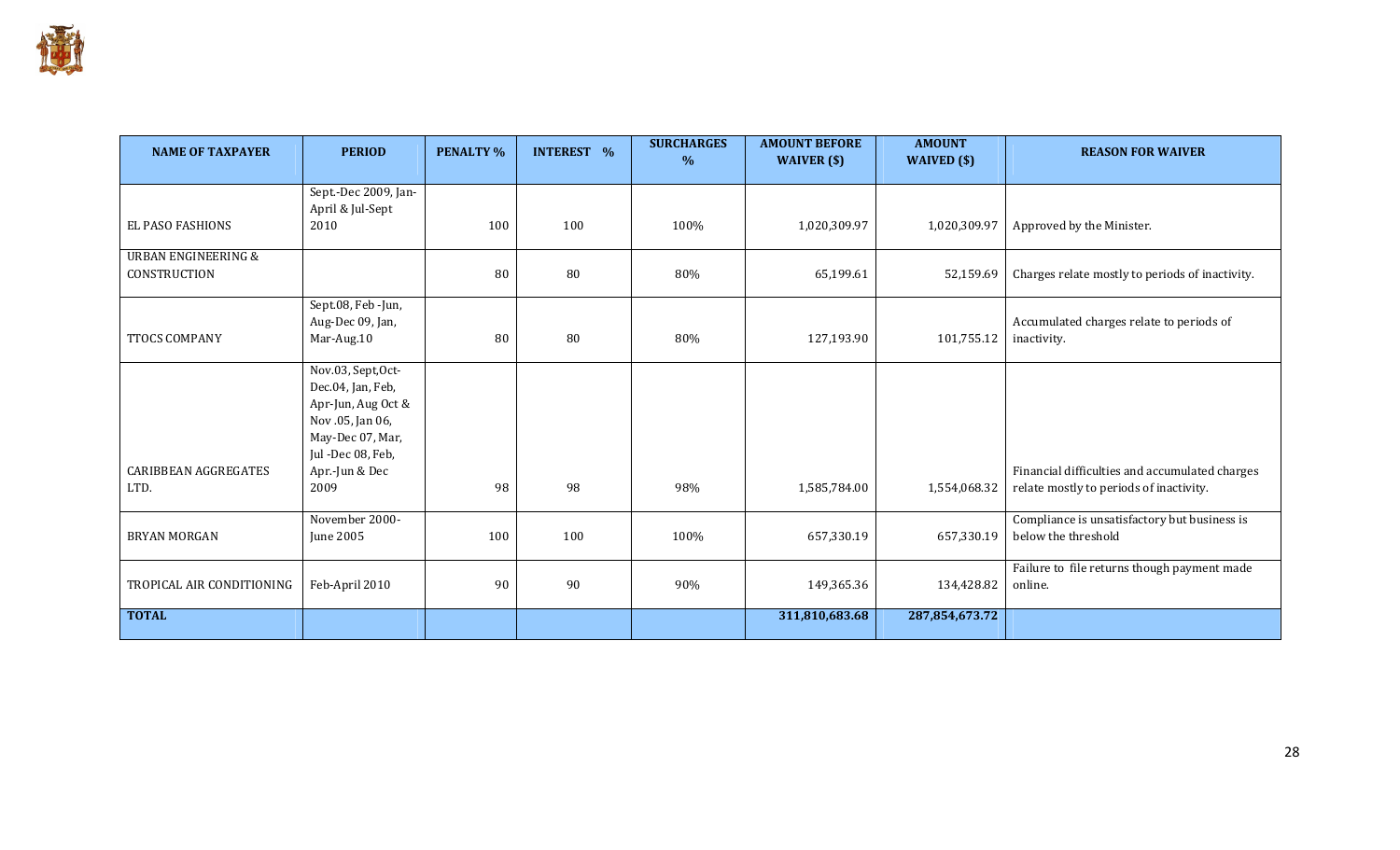| NAME OF TAXPAYER | PERIOD | PENALTY % | INTEREST % | SURCHARGES % | AMOUNT BEFORE WAIVER ($) | AMOUNT WAIVED ($) | REASON FOR WAIVER |
|---|---|---|---|---|---|---|---|
| EL PASO FASHIONS | Sept.-Dec 2009, Jan-April & Jul-Sept 2010 | 100 | 100 | 100% | 1,020,309.97 | 1,020,309.97 | Approved by the Minister. |
| URBAN ENGINEERING & CONSTRUCTION | | 80 | 80 | 80% | 65,199.61 | 52,159.69 | Charges relate mostly to periods of inactivity. |
| TTOCS COMPANY | Sept.08, Feb -Jun, Aug-Dec 09, Jan, Mar-Aug.10 | 80 | 80 | 80% | 127,193.90 | 101,755.12 | Accumulated charges relate to periods of inactivity. |
| CARIBBEAN AGGREGATES LTD. | Nov.03, Sept,Oct-Dec.04, Jan, Feb, Apr-Jun, Aug Oct & Nov .05, Jan 06, May-Dec 07, Mar, Jul -Dec 08, Feb, Apr.-Jun & Dec 2009 | 98 | 98 | 98% | 1,585,784.00 | 1,554,068.32 | Financial difficulties and accumulated charges relate mostly to periods of inactivity. |
| BRYAN MORGAN | November 2000-June 2005 | 100 | 100 | 100% | 657,330.19 | 657,330.19 | Compliance is unsatisfactory but business is below the threshold |
| TROPICAL AIR CONDITIONING | Feb-April 2010 | 90 | 90 | 90% | 149,365.36 | 134,428.82 | Failure to file returns though payment made online. |
| **TOTAL** | | | | | **311,810,683.68** | **287,854,673.72** | |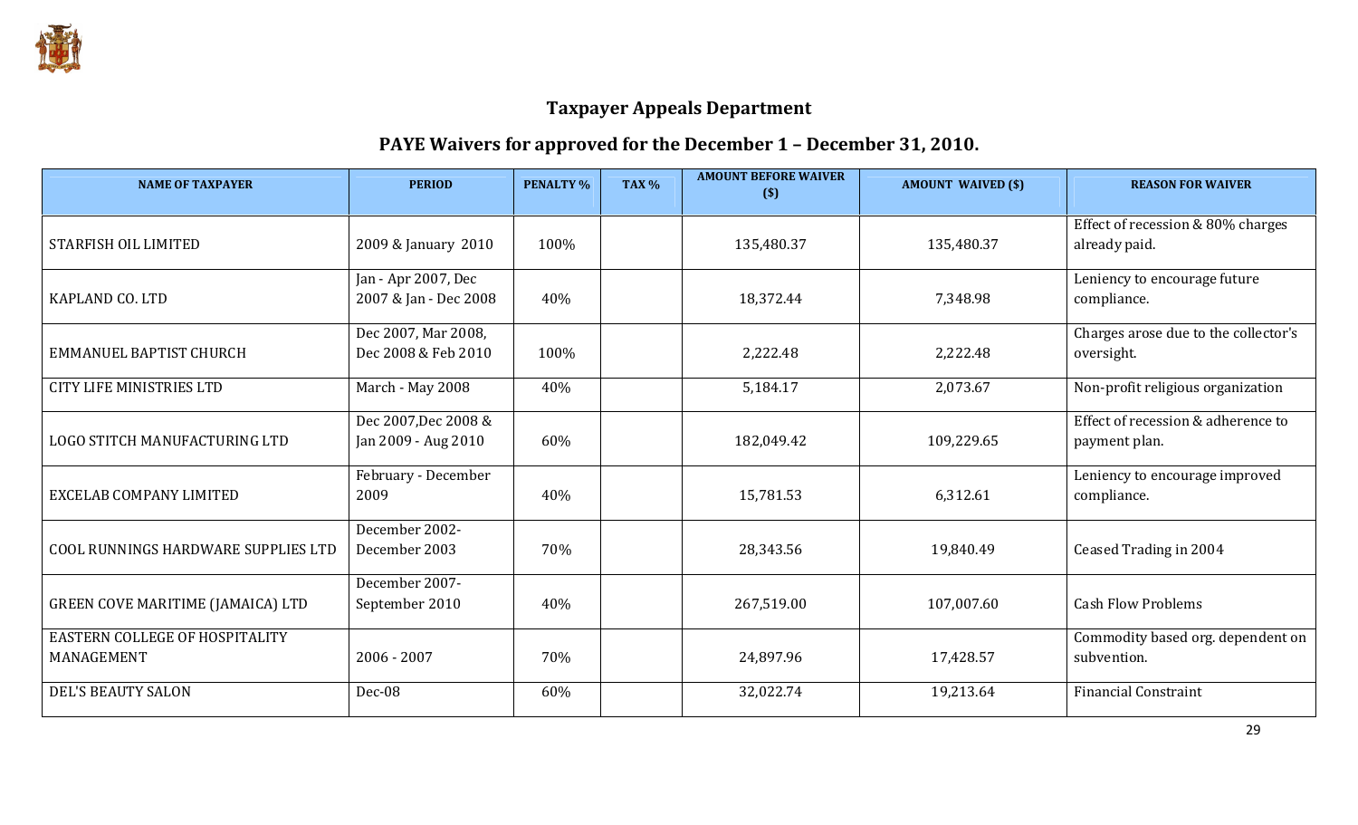## Taxpayer Appeals Department

## PAYE Waivers for approved for the December 1 – December 31, 2010.

| NAME OF TAXPAYER | PERIOD | PENALTY % | TAX % | AMOUNT BEFORE WAIVER ($) | AMOUNT WAIVED ($) | REASON FOR WAIVER |
|---|---|---|---|---|---|---|
| STARFISH OIL LIMITED | 2009 & January 2010 | 100% | | 135,480.37 | 135,480.37 | Effect of recession & 80% charges already paid. |
| KAPLAND CO. LTD | Jan - Apr 2007, Dec 2007 & Jan - Dec 2008 | 40% | | 18,372.44 | 7,348.98 | Leniency to encourage future compliance. |
| EMMANUEL BAPTIST CHURCH | Dec 2007, Mar 2008, Dec 2008 & Feb 2010 | 100% | | 2,222.48 | 2,222.48 | Charges arose due to the collector's oversight. |
| CITY LIFE MINISTRIES LTD | March - May 2008 | 40% | | 5,184.17 | 2,073.67 | Non-profit religious organization |
| LOGO STITCH MANUFACTURING LTD | Dec 2007,Dec 2008 & Jan 2009 - Aug 2010 | 60% | | 182,049.42 | 109,229.65 | Effect of recession & adherence to payment plan. |
| EXCELAB COMPANY LIMITED | February - December 2009 | 40% | | 15,781.53 | 6,312.61 | Leniency to encourage improved compliance. |
| COOL RUNNINGS HARDWARE SUPPLIES LTD | December 2002-December 2003 | 70% | | 28,343.56 | 19,840.49 | Ceased Trading in 2004 |
| GREEN COVE MARITIME (JAMAICA) LTD | December 2007-September 2010 | 40% | | 267,519.00 | 107,007.60 | Cash Flow Problems |
| EASTERN COLLEGE OF HOSPITALITY MANAGEMENT | 2006 - 2007 | 70% | | 24,897.96 | 17,428.57 | Commodity based org. dependent on subvention. |
| DEL'S BEAUTY SALON | Dec-08 | 60% | | 32,022.74 | 19,213.64 | Financial Constraint |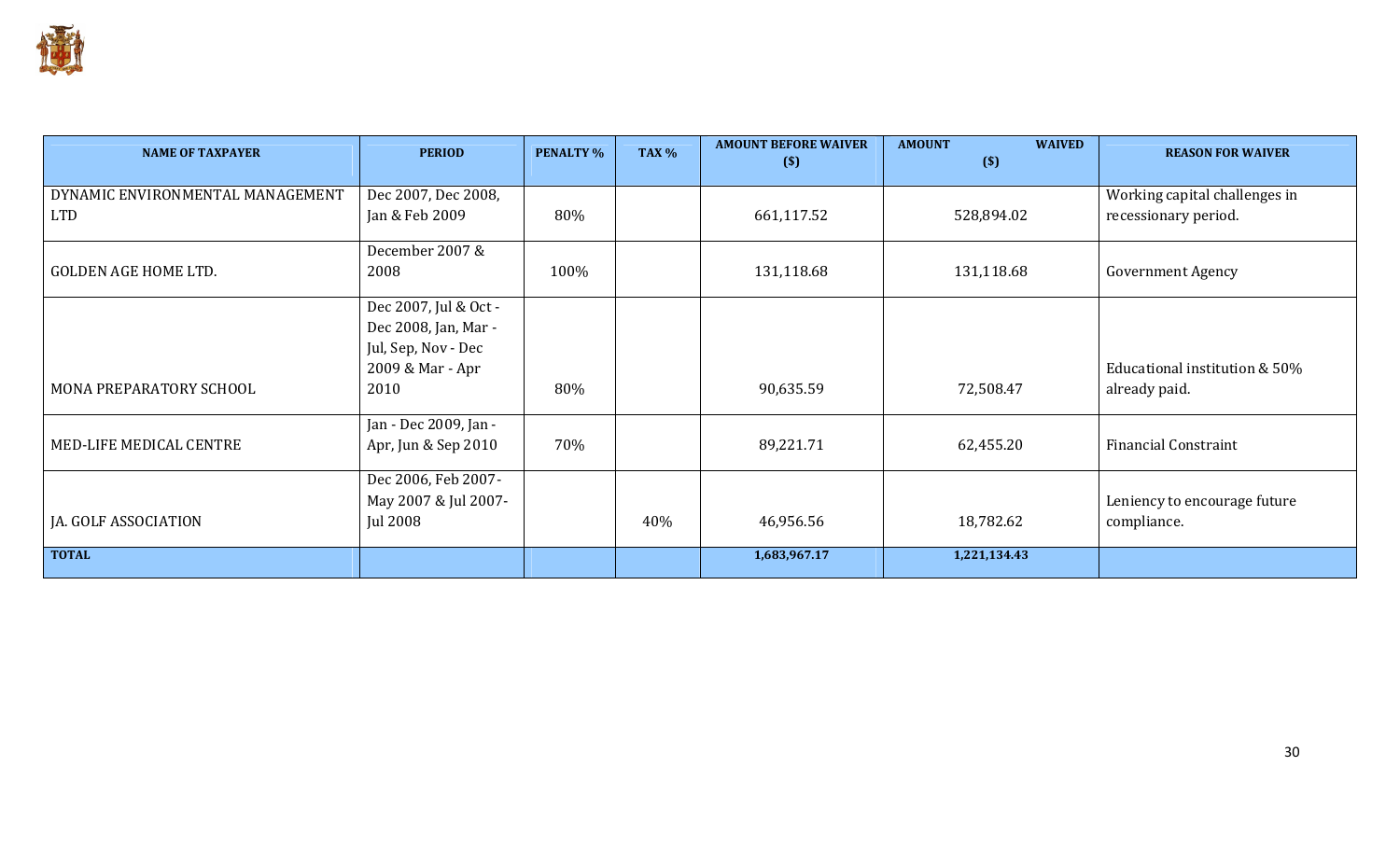| NAME OF TAXPAYER | PERIOD | PENALTY % | TAX % | AMOUNT BEFORE WAIVER ($) | AMOUNT WAIVED ($) | REASON FOR WAIVER |
|---|---|---|---|---|---|---|
| DYNAMIC ENVIRONMENTAL MANAGEMENT LTD | Dec 2007, Dec 2008, Jan & Feb 2009 | 80% | | 661,117.52 | 528,894.02 | Working capital challenges in recessionary period. |
| GOLDEN AGE HOME LTD. | December 2007 & 2008 | 100% | | 131,118.68 | 131,118.68 | Government Agency |
| MONA PREPARATORY SCHOOL | Dec 2007, Jul & Oct - Dec 2008, Jan, Mar - Jul, Sep, Nov - Dec 2009 & Mar - Apr 2010 | 80% | | 90,635.59 | 72,508.47 | Educational institution & 50% already paid. |
| MED-LIFE MEDICAL CENTRE | Jan - Dec 2009, Jan - Apr, Jun & Sep 2010 | 70% | | 89,221.71 | 62,455.20 | Financial Constraint |
| JA. GOLF ASSOCIATION | Dec 2006, Feb 2007- May 2007 & Jul 2007- Jul 2008 | | 40% | 46,956.56 | 18,782.62 | Leniency to encourage future compliance. |
| **TOTAL** | | | | **1,683,967.17** | **1,221,134.43** | |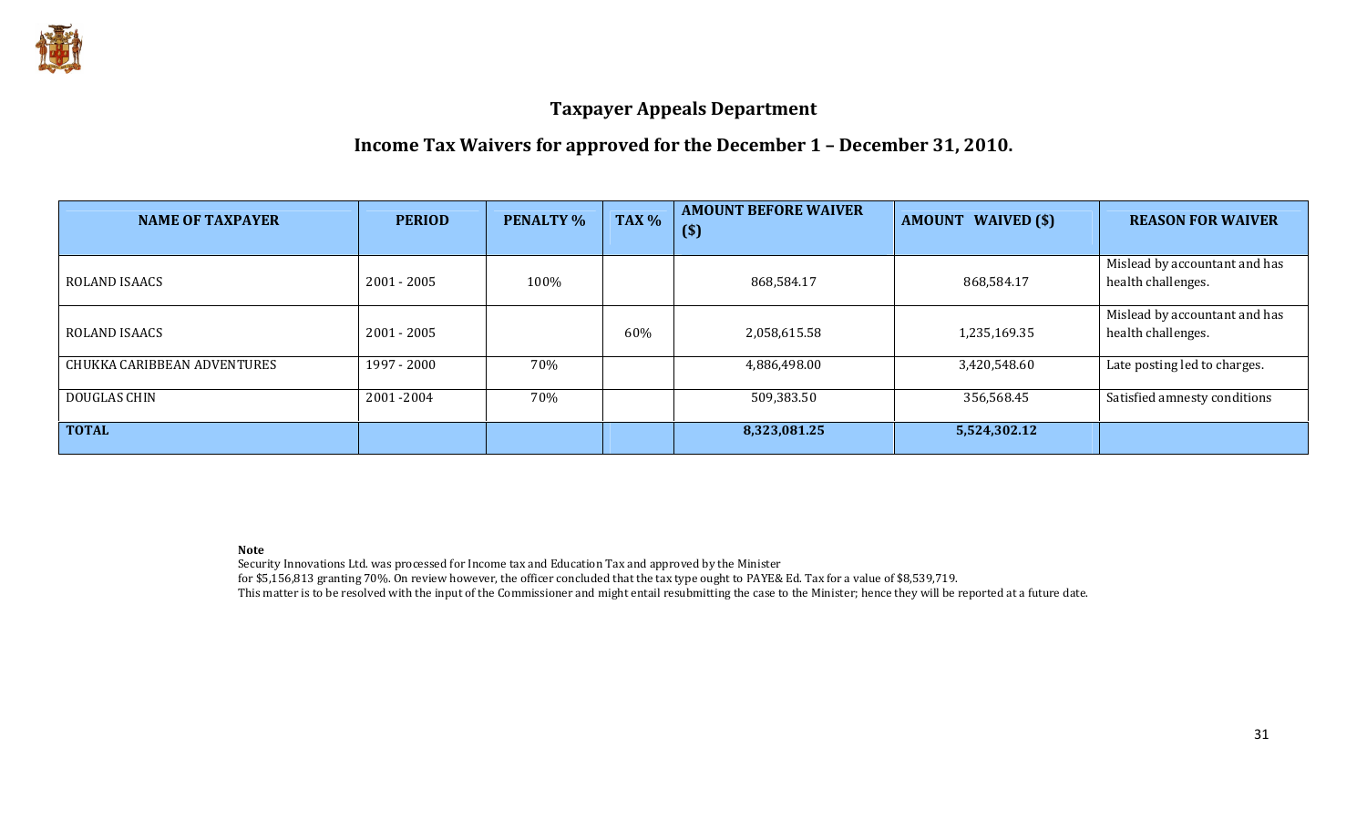## Taxpayer Appeals Department

## Income Tax Waivers for approved for the December 1 – December 31, 2010.

| NAME OF TAXPAYER | PERIOD | PENALTY % | TAX % | AMOUNT BEFORE WAIVER ($) | AMOUNT WAIVED ($) | REASON FOR WAIVER |
|---|---|---|---|---|---|---|
| ROLAND ISAACS | 2001 - 2005 | 100% | | 868,584.17 | 868,584.17 | Mislead by accountant and has health challenges. |
| ROLAND ISAACS | 2001 - 2005 | | 60% | 2,058,615.58 | 1,235,169.35 | Mislead by accountant and has health challenges. |
| CHUKKA CARIBBEAN ADVENTURES | 1997 - 2000 | 70% | | 4,886,498.00 | 3,420,548.60 | Late posting led to charges. |
| DOUGLAS CHIN | 2001 -2004 | 70% | | 509,383.50 | 356,568.45 | Satisfied amnesty conditions |
| **TOTAL** | | | | **8,323,081.25** | **5,524,302.12** | |

**Note**

Security Innovations Ltd. was processed for Income tax and Education Tax and approved by the Minister for $5,156,813 granting 70%. On review however, the officer concluded that the tax type ought to PAYE& Ed. Tax for a value of $8,539,719.

This matter is to be resolved with the input of the Commissioner and might entail resubmitting the case to the Minister; hence they will be reported at a future date.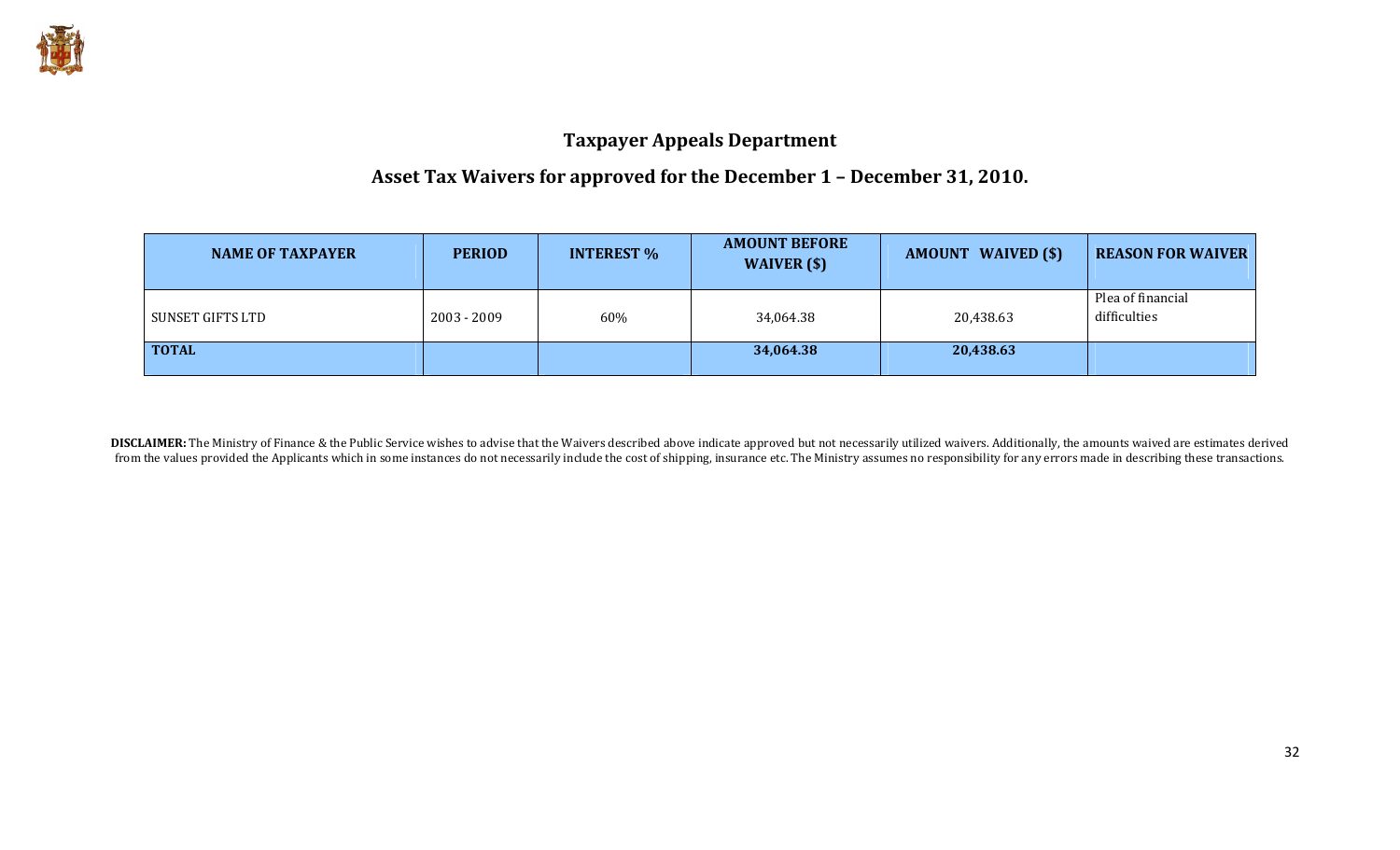## Taxpayer Appeals Department

### Asset Tax Waivers for approved for the December 1 – December 31, 2010.

| NAME OF TAXPAYER | PERIOD | INTEREST % | AMOUNT BEFORE WAIVER ($) | AMOUNT WAIVED ($) | REASON FOR WAIVER |
|---|---|---|---|---|---|
| SUNSET GIFTS LTD | 2003 - 2009 | 60% | 34,064.38 | 20,438.63 | Plea of financial difficulties |
| **TOTAL** | | | **34,064.38** | **20,438.63** | |

**DISCLAIMER:** The Ministry of Finance & the Public Service wishes to advise that the Waivers described above indicate approved but not necessarily utilized waivers. Additionally, the amounts waived are estimates derived from the values provided the Applicants which in some instances do not necessarily include the cost of shipping, insurance etc. The Ministry assumes no responsibility for any errors made in describing these transactions.